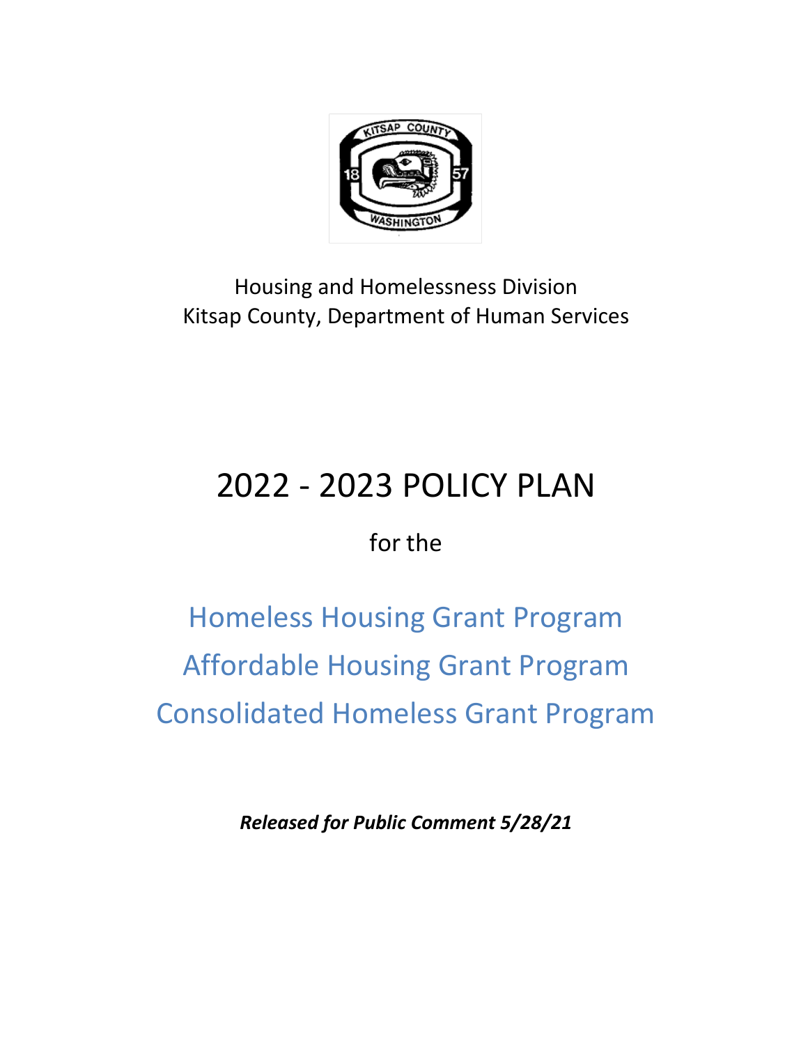Housing and Homelessness Division
Kitsap County, Department of Human Services

# 2022 - 2023 POLICY PLAN

for the

## Homeless Housing Grant Program
## Affordable Housing Grant Program
## Consolidated Homeless Grant Program

***Released for Public Comment 5/28/21***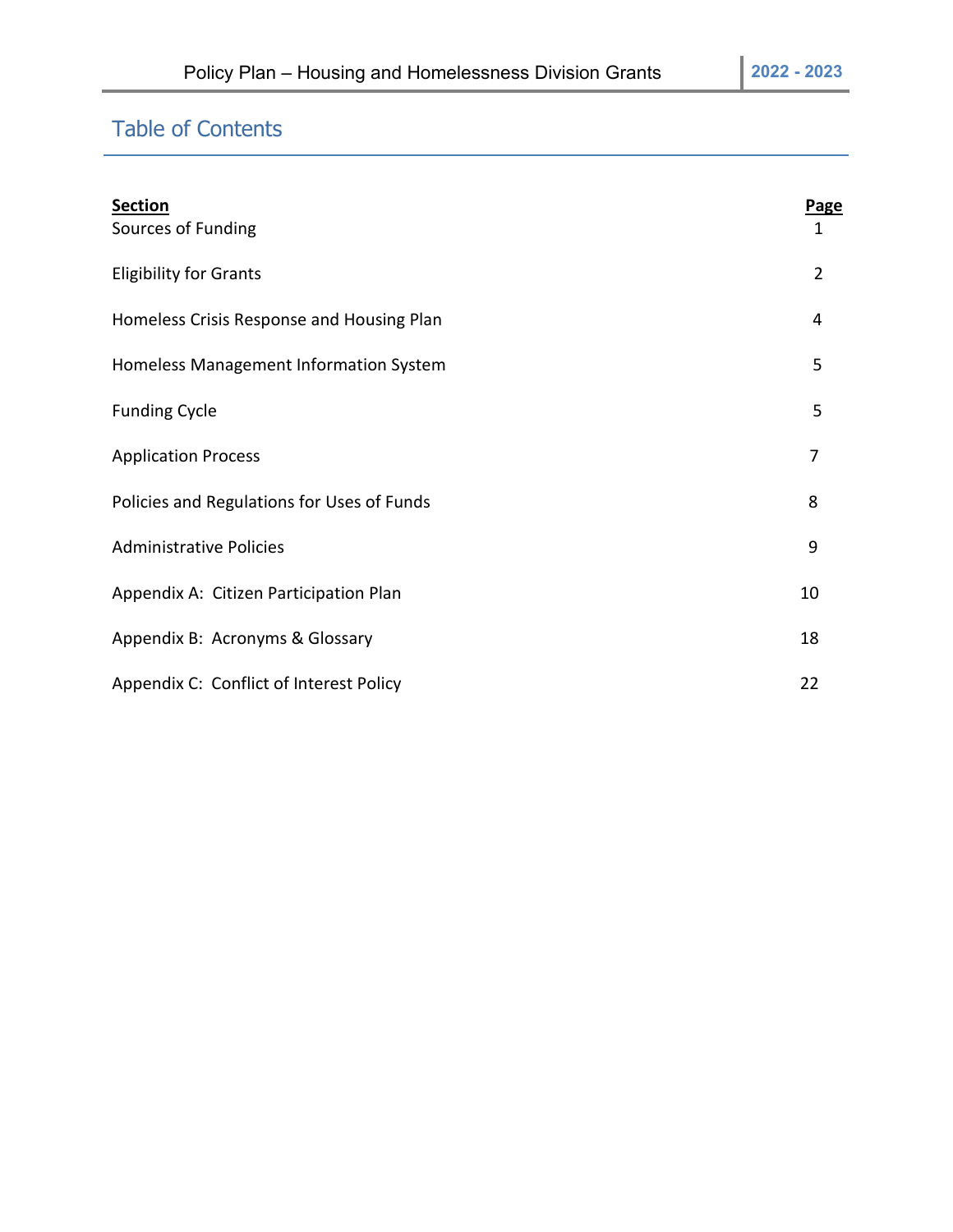## Table of Contents

| **Section** | **Page** |
| --- | --- |
| Sources of Funding | 1 |
| Eligibility for Grants | 2 |
| Homeless Crisis Response and Housing Plan | 4 |
| Homeless Management Information System | 5 |
| Funding Cycle | 5 |
| Application Process | 7 |
| Policies and Regulations for Uses of Funds | 8 |
| Administrative Policies | 9 |
| Appendix A: Citizen Participation Plan | 10 |
| Appendix B: Acronyms & Glossary | 18 |
| Appendix C: Conflict of Interest Policy | 22 |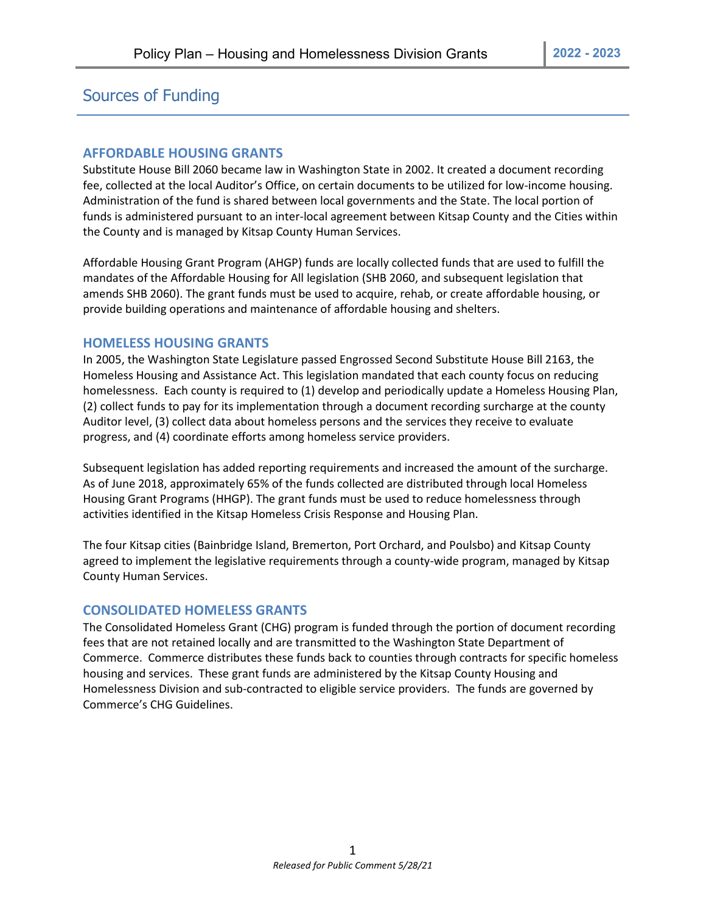# Sources of Funding

## AFFORDABLE HOUSING GRANTS

Substitute House Bill 2060 became law in Washington State in 2002. It created a document recording fee, collected at the local Auditor's Office, on certain documents to be utilized for low-income housing. Administration of the fund is shared between local governments and the State. The local portion of funds is administered pursuant to an inter-local agreement between Kitsap County and the Cities within the County and is managed by Kitsap County Human Services.

Affordable Housing Grant Program (AHGP) funds are locally collected funds that are used to fulfill the mandates of the Affordable Housing for All legislation (SHB 2060, and subsequent legislation that amends SHB 2060). The grant funds must be used to acquire, rehab, or create affordable housing, or provide building operations and maintenance of affordable housing and shelters.

## HOMELESS HOUSING GRANTS

In 2005, the Washington State Legislature passed Engrossed Second Substitute House Bill 2163, the Homeless Housing and Assistance Act. This legislation mandated that each county focus on reducing homelessness. Each county is required to (1) develop and periodically update a Homeless Housing Plan, (2) collect funds to pay for its implementation through a document recording surcharge at the county Auditor level, (3) collect data about homeless persons and the services they receive to evaluate progress, and (4) coordinate efforts among homeless service providers.

Subsequent legislation has added reporting requirements and increased the amount of the surcharge. As of June 2018, approximately 65% of the funds collected are distributed through local Homeless Housing Grant Programs (HHGP). The grant funds must be used to reduce homelessness through activities identified in the Kitsap Homeless Crisis Response and Housing Plan.

The four Kitsap cities (Bainbridge Island, Bremerton, Port Orchard, and Poulsbo) and Kitsap County agreed to implement the legislative requirements through a county-wide program, managed by Kitsap County Human Services.

## CONSOLIDATED HOMELESS GRANTS

The Consolidated Homeless Grant (CHG) program is funded through the portion of document recording fees that are not retained locally and are transmitted to the Washington State Department of Commerce. Commerce distributes these funds back to counties through contracts for specific homeless housing and services. These grant funds are administered by the Kitsap County Housing and Homelessness Division and sub-contracted to eligible service providers. The funds are governed by Commerce's CHG Guidelines.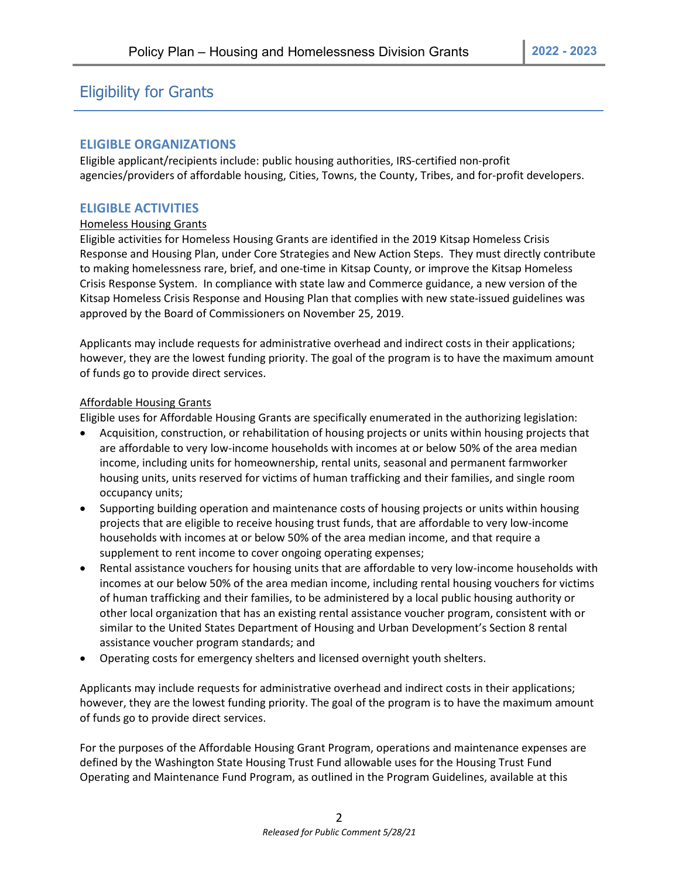# Eligibility for Grants

## ELIGIBLE ORGANIZATIONS

Eligible applicant/recipients include: public housing authorities, IRS-certified non-profit agencies/providers of affordable housing, Cities, Towns, the County, Tribes, and for-profit developers.

## ELIGIBLE ACTIVITIES

<u>Homeless Housing Grants</u>

Eligible activities for Homeless Housing Grants are identified in the 2019 Kitsap Homeless Crisis Response and Housing Plan, under Core Strategies and New Action Steps. They must directly contribute to making homelessness rare, brief, and one-time in Kitsap County, or improve the Kitsap Homeless Crisis Response System. In compliance with state law and Commerce guidance, a new version of the Kitsap Homeless Crisis Response and Housing Plan that complies with new state-issued guidelines was approved by the Board of Commissioners on November 25, 2019.

Applicants may include requests for administrative overhead and indirect costs in their applications; however, they are the lowest funding priority. The goal of the program is to have the maximum amount of funds go to provide direct services.

<u>Affordable Housing Grants</u>

Eligible uses for Affordable Housing Grants are specifically enumerated in the authorizing legislation:

- Acquisition, construction, or rehabilitation of housing projects or units within housing projects that are affordable to very low-income households with incomes at or below 50% of the area median income, including units for homeownership, rental units, seasonal and permanent farmworker housing units, units reserved for victims of human trafficking and their families, and single room occupancy units;
- Supporting building operation and maintenance costs of housing projects or units within housing projects that are eligible to receive housing trust funds, that are affordable to very low-income households with incomes at or below 50% of the area median income, and that require a supplement to rent income to cover ongoing operating expenses;
- Rental assistance vouchers for housing units that are affordable to very low-income households with incomes at our below 50% of the area median income, including rental housing vouchers for victims of human trafficking and their families, to be administered by a local public housing authority or other local organization that has an existing rental assistance voucher program, consistent with or similar to the United States Department of Housing and Urban Development's Section 8 rental assistance voucher program standards; and
- Operating costs for emergency shelters and licensed overnight youth shelters.

Applicants may include requests for administrative overhead and indirect costs in their applications; however, they are the lowest funding priority. The goal of the program is to have the maximum amount of funds go to provide direct services.

For the purposes of the Affordable Housing Grant Program, operations and maintenance expenses are defined by the Washington State Housing Trust Fund allowable uses for the Housing Trust Fund Operating and Maintenance Fund Program, as outlined in the Program Guidelines, available at this

*Released for Public Comment 5/28/21*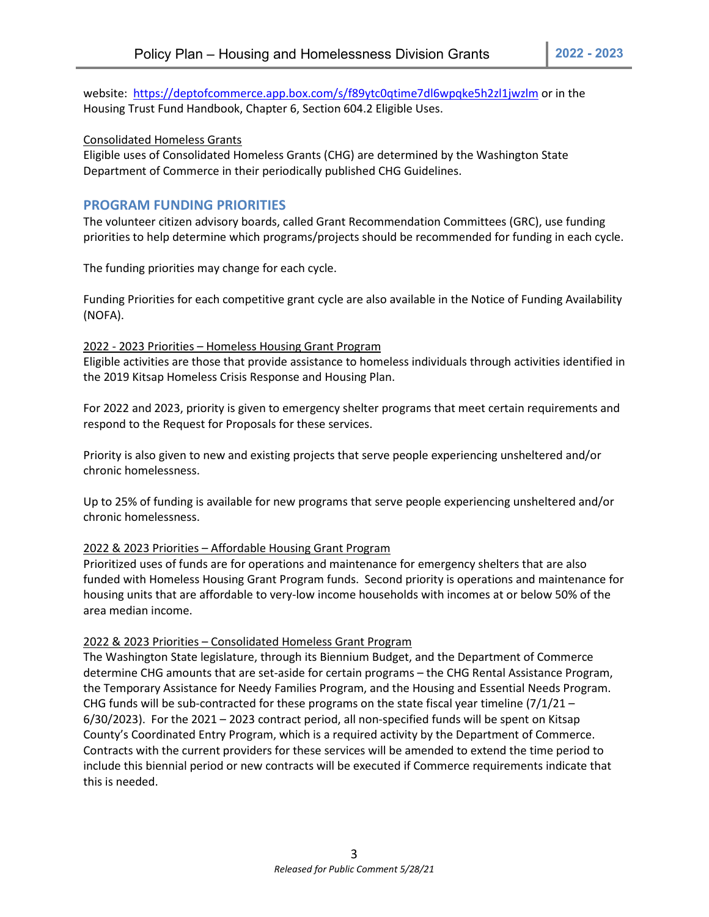website: https://deptofcommerce.app.box.com/s/f89ytc0qtime7dl6wpqke5h2zl1jwzlm or in the Housing Trust Fund Handbook, Chapter 6, Section 604.2 Eligible Uses.

Consolidated Homeless Grants

Eligible uses of Consolidated Homeless Grants (CHG) are determined by the Washington State Department of Commerce in their periodically published CHG Guidelines.

## PROGRAM FUNDING PRIORITIES

The volunteer citizen advisory boards, called Grant Recommendation Committees (GRC), use funding priorities to help determine which programs/projects should be recommended for funding in each cycle.

The funding priorities may change for each cycle.

Funding Priorities for each competitive grant cycle are also available in the Notice of Funding Availability (NOFA).

2022 - 2023 Priorities – Homeless Housing Grant Program

Eligible activities are those that provide assistance to homeless individuals through activities identified in the 2019 Kitsap Homeless Crisis Response and Housing Plan.

For 2022 and 2023, priority is given to emergency shelter programs that meet certain requirements and respond to the Request for Proposals for these services.

Priority is also given to new and existing projects that serve people experiencing unsheltered and/or chronic homelessness.

Up to 25% of funding is available for new programs that serve people experiencing unsheltered and/or chronic homelessness.

2022 & 2023 Priorities – Affordable Housing Grant Program

Prioritized uses of funds are for operations and maintenance for emergency shelters that are also funded with Homeless Housing Grant Program funds. Second priority is operations and maintenance for housing units that are affordable to very-low income households with incomes at or below 50% of the area median income.

2022 & 2023 Priorities – Consolidated Homeless Grant Program

The Washington State legislature, through its Biennium Budget, and the Department of Commerce determine CHG amounts that are set-aside for certain programs – the CHG Rental Assistance Program, the Temporary Assistance for Needy Families Program, and the Housing and Essential Needs Program. CHG funds will be sub-contracted for these programs on the state fiscal year timeline (7/1/21 – 6/30/2023). For the 2021 – 2023 contract period, all non-specified funds will be spent on Kitsap County's Coordinated Entry Program, which is a required activity by the Department of Commerce. Contracts with the current providers for these services will be amended to extend the time period to include this biennial period or new contracts will be executed if Commerce requirements indicate that this is needed.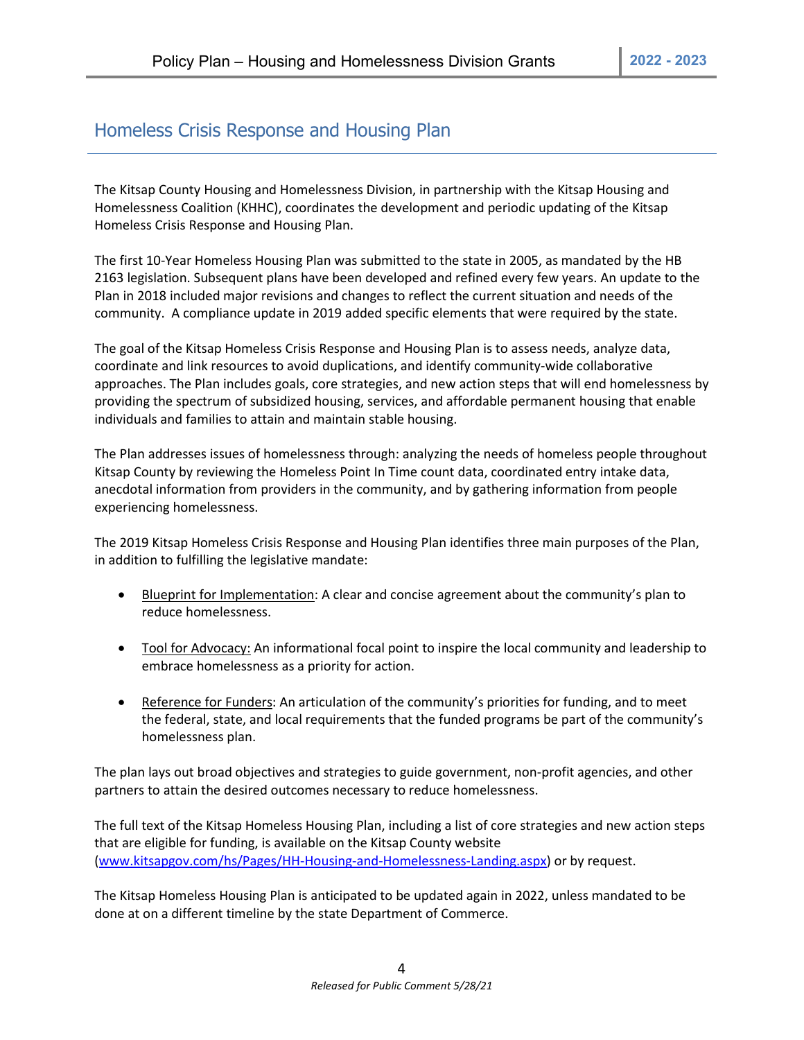## Homeless Crisis Response and Housing Plan

The Kitsap County Housing and Homelessness Division, in partnership with the Kitsap Housing and Homelessness Coalition (KHHC), coordinates the development and periodic updating of the Kitsap Homeless Crisis Response and Housing Plan.

The first 10-Year Homeless Housing Plan was submitted to the state in 2005, as mandated by the HB 2163 legislation. Subsequent plans have been developed and refined every few years. An update to the Plan in 2018 included major revisions and changes to reflect the current situation and needs of the community. A compliance update in 2019 added specific elements that were required by the state.

The goal of the Kitsap Homeless Crisis Response and Housing Plan is to assess needs, analyze data, coordinate and link resources to avoid duplications, and identify community-wide collaborative approaches. The Plan includes goals, core strategies, and new action steps that will end homelessness by providing the spectrum of subsidized housing, services, and affordable permanent housing that enable individuals and families to attain and maintain stable housing.

The Plan addresses issues of homelessness through: analyzing the needs of homeless people throughout Kitsap County by reviewing the Homeless Point In Time count data, coordinated entry intake data, anecdotal information from providers in the community, and by gathering information from people experiencing homelessness.

The 2019 Kitsap Homeless Crisis Response and Housing Plan identifies three main purposes of the Plan, in addition to fulfilling the legislative mandate:

- Blueprint for Implementation: A clear and concise agreement about the community's plan to reduce homelessness.
- Tool for Advocacy: An informational focal point to inspire the local community and leadership to embrace homelessness as a priority for action.
- Reference for Funders: An articulation of the community's priorities for funding, and to meet the federal, state, and local requirements that the funded programs be part of the community's homelessness plan.

The plan lays out broad objectives and strategies to guide government, non-profit agencies, and other partners to attain the desired outcomes necessary to reduce homelessness.

The full text of the Kitsap Homeless Housing Plan, including a list of core strategies and new action steps that are eligible for funding, is available on the Kitsap County website ([www.kitsapgov.com/hs/Pages/HH-Housing-and-Homelessness-Landing.aspx](www.kitsapgov.com/hs/Pages/HH-Housing-and-Homelessness-Landing.aspx)) or by request.

The Kitsap Homeless Housing Plan is anticipated to be updated again in 2022, unless mandated to be done at on a different timeline by the state Department of Commerce.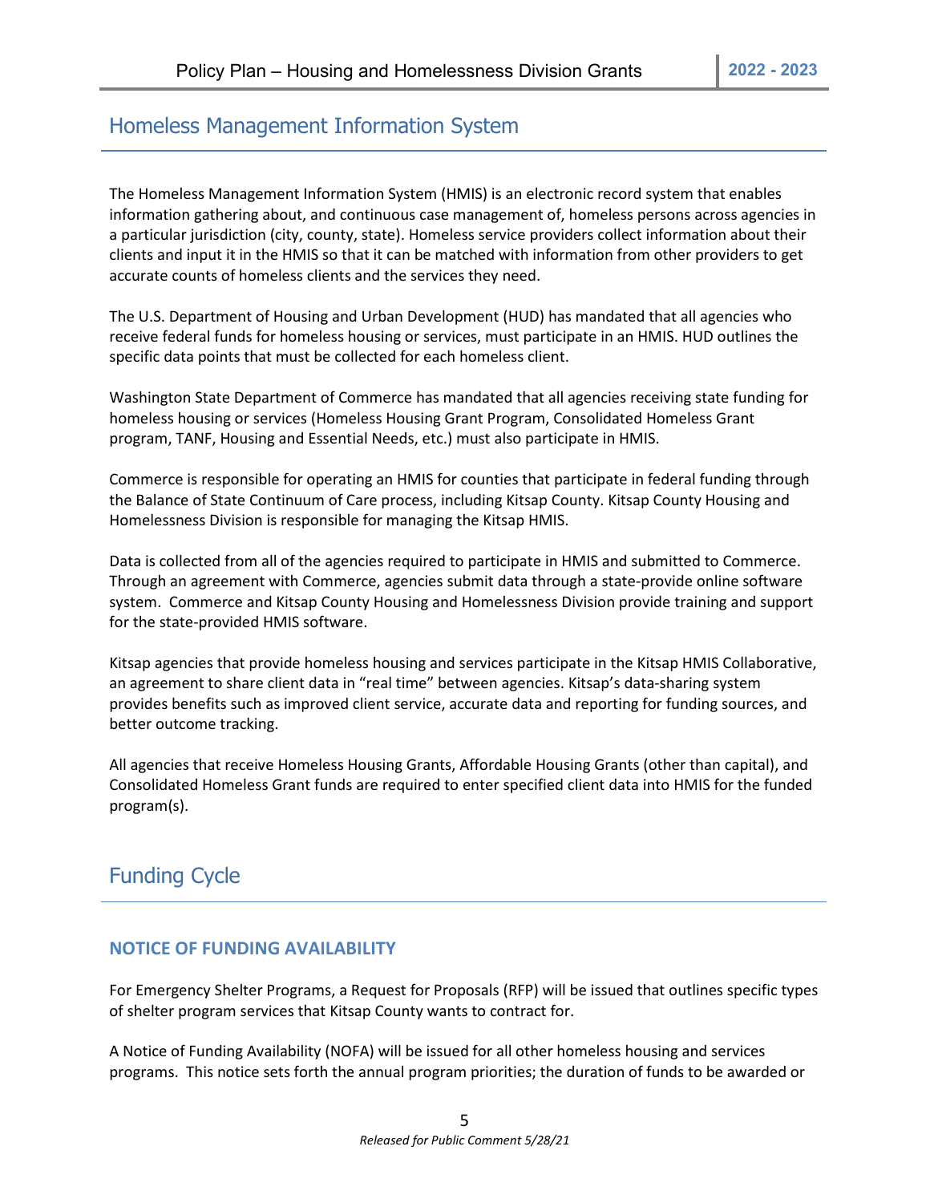## Homeless Management Information System

The Homeless Management Information System (HMIS) is an electronic record system that enables information gathering about, and continuous case management of, homeless persons across agencies in a particular jurisdiction (city, county, state). Homeless service providers collect information about their clients and input it in the HMIS so that it can be matched with information from other providers to get accurate counts of homeless clients and the services they need.

The U.S. Department of Housing and Urban Development (HUD) has mandated that all agencies who receive federal funds for homeless housing or services, must participate in an HMIS. HUD outlines the specific data points that must be collected for each homeless client.

Washington State Department of Commerce has mandated that all agencies receiving state funding for homeless housing or services (Homeless Housing Grant Program, Consolidated Homeless Grant program, TANF, Housing and Essential Needs, etc.) must also participate in HMIS.

Commerce is responsible for operating an HMIS for counties that participate in federal funding through the Balance of State Continuum of Care process, including Kitsap County. Kitsap County Housing and Homelessness Division is responsible for managing the Kitsap HMIS.

Data is collected from all of the agencies required to participate in HMIS and submitted to Commerce. Through an agreement with Commerce, agencies submit data through a state-provide online software system. Commerce and Kitsap County Housing and Homelessness Division provide training and support for the state-provided HMIS software.

Kitsap agencies that provide homeless housing and services participate in the Kitsap HMIS Collaborative, an agreement to share client data in "real time" between agencies. Kitsap's data-sharing system provides benefits such as improved client service, accurate data and reporting for funding sources, and better outcome tracking.

All agencies that receive Homeless Housing Grants, Affordable Housing Grants (other than capital), and Consolidated Homeless Grant funds are required to enter specified client data into HMIS for the funded program(s).

## Funding Cycle

### NOTICE OF FUNDING AVAILABILITY

For Emergency Shelter Programs, a Request for Proposals (RFP) will be issued that outlines specific types of shelter program services that Kitsap County wants to contract for.

A Notice of Funding Availability (NOFA) will be issued for all other homeless housing and services programs. This notice sets forth the annual program priorities; the duration of funds to be awarded or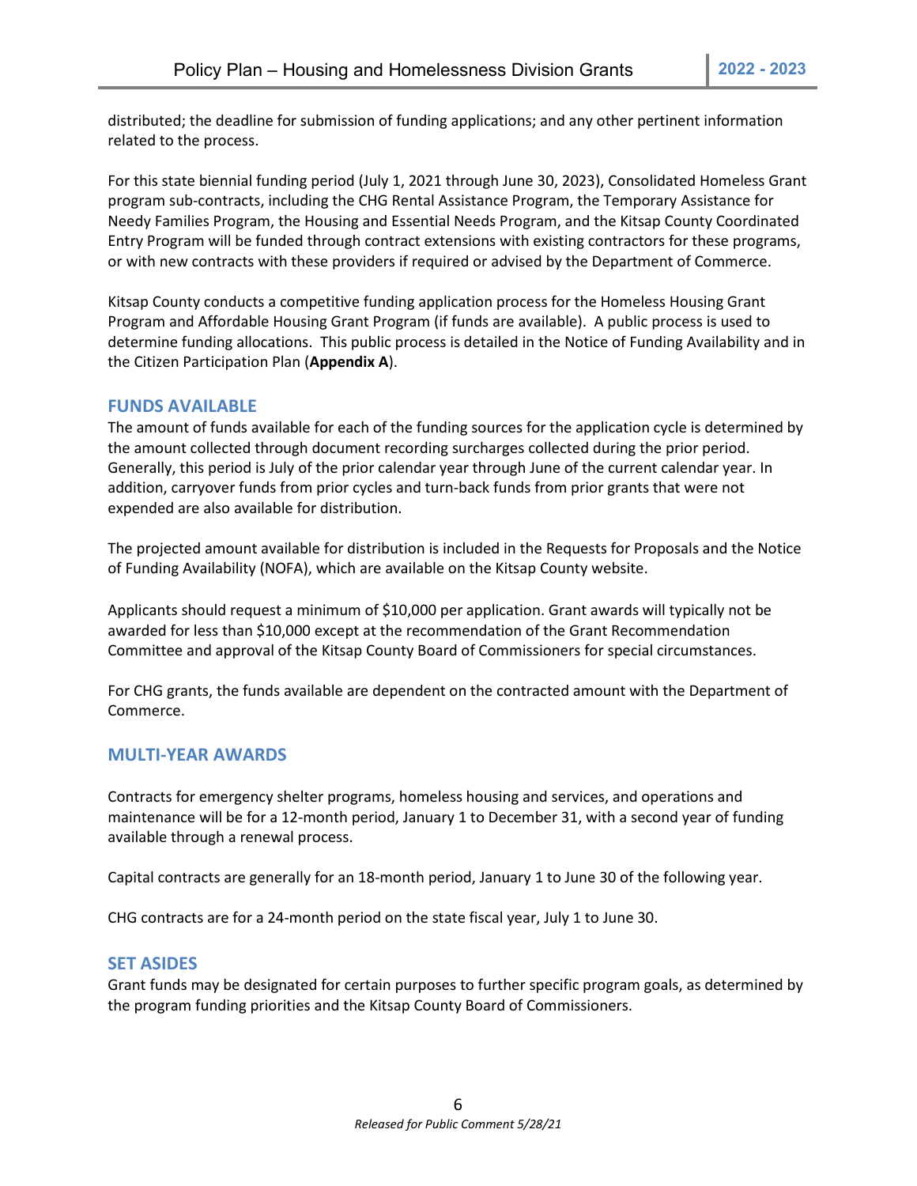distributed; the deadline for submission of funding applications; and any other pertinent information related to the process.

For this state biennial funding period (July 1, 2021 through June 30, 2023), Consolidated Homeless Grant program sub-contracts, including the CHG Rental Assistance Program, the Temporary Assistance for Needy Families Program, the Housing and Essential Needs Program, and the Kitsap County Coordinated Entry Program will be funded through contract extensions with existing contractors for these programs, or with new contracts with these providers if required or advised by the Department of Commerce.

Kitsap County conducts a competitive funding application process for the Homeless Housing Grant Program and Affordable Housing Grant Program (if funds are available). A public process is used to determine funding allocations. This public process is detailed in the Notice of Funding Availability and in the Citizen Participation Plan (**Appendix A**).

## FUNDS AVAILABLE

The amount of funds available for each of the funding sources for the application cycle is determined by the amount collected through document recording surcharges collected during the prior period. Generally, this period is July of the prior calendar year through June of the current calendar year. In addition, carryover funds from prior cycles and turn-back funds from prior grants that were not expended are also available for distribution.

The projected amount available for distribution is included in the Requests for Proposals and the Notice of Funding Availability (NOFA), which are available on the Kitsap County website.

Applicants should request a minimum of $10,000 per application. Grant awards will typically not be awarded for less than $10,000 except at the recommendation of the Grant Recommendation Committee and approval of the Kitsap County Board of Commissioners for special circumstances.

For CHG grants, the funds available are dependent on the contracted amount with the Department of Commerce.

## MULTI-YEAR AWARDS

Contracts for emergency shelter programs, homeless housing and services, and operations and maintenance will be for a 12-month period, January 1 to December 31, with a second year of funding available through a renewal process.

Capital contracts are generally for an 18-month period, January 1 to June 30 of the following year.

CHG contracts are for a 24-month period on the state fiscal year, July 1 to June 30.

## SET ASIDES

Grant funds may be designated for certain purposes to further specific program goals, as determined by the program funding priorities and the Kitsap County Board of Commissioners.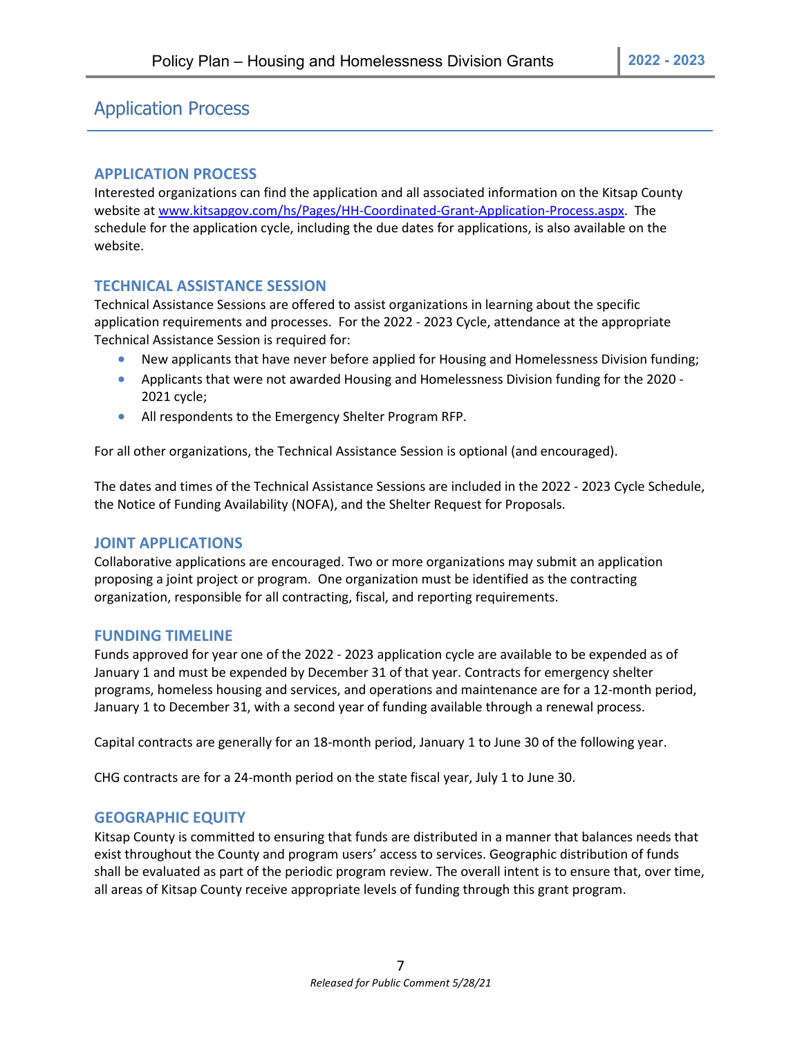# Application Process

## APPLICATION PROCESS

Interested organizations can find the application and all associated information on the Kitsap County website at [www.kitsapgov.com/hs/Pages/HH-Coordinated-Grant-Application-Process.aspx](www.kitsapgov.com/hs/Pages/HH-Coordinated-Grant-Application-Process.aspx). The schedule for the application cycle, including the due dates for applications, is also available on the website.

## TECHNICAL ASSISTANCE SESSION

Technical Assistance Sessions are offered to assist organizations in learning about the specific application requirements and processes. For the 2022 - 2023 Cycle, attendance at the appropriate Technical Assistance Session is required for:

- New applicants that have never before applied for Housing and Homelessness Division funding;
- Applicants that were not awarded Housing and Homelessness Division funding for the 2020 - 2021 cycle;
- All respondents to the Emergency Shelter Program RFP.

For all other organizations, the Technical Assistance Session is optional (and encouraged).

The dates and times of the Technical Assistance Sessions are included in the 2022 - 2023 Cycle Schedule, the Notice of Funding Availability (NOFA), and the Shelter Request for Proposals.

## JOINT APPLICATIONS

Collaborative applications are encouraged. Two or more organizations may submit an application proposing a joint project or program. One organization must be identified as the contracting organization, responsible for all contracting, fiscal, and reporting requirements.

## FUNDING TIMELINE

Funds approved for year one of the 2022 - 2023 application cycle are available to be expended as of January 1 and must be expended by December 31 of that year. Contracts for emergency shelter programs, homeless housing and services, and operations and maintenance are for a 12-month period, January 1 to December 31, with a second year of funding available through a renewal process.

Capital contracts are generally for an 18-month period, January 1 to June 30 of the following year.

CHG contracts are for a 24-month period on the state fiscal year, July 1 to June 30.

## GEOGRAPHIC EQUITY

Kitsap County is committed to ensuring that funds are distributed in a manner that balances needs that exist throughout the County and program users' access to services. Geographic distribution of funds shall be evaluated as part of the periodic program review. The overall intent is to ensure that, over time, all areas of Kitsap County receive appropriate levels of funding through this grant program.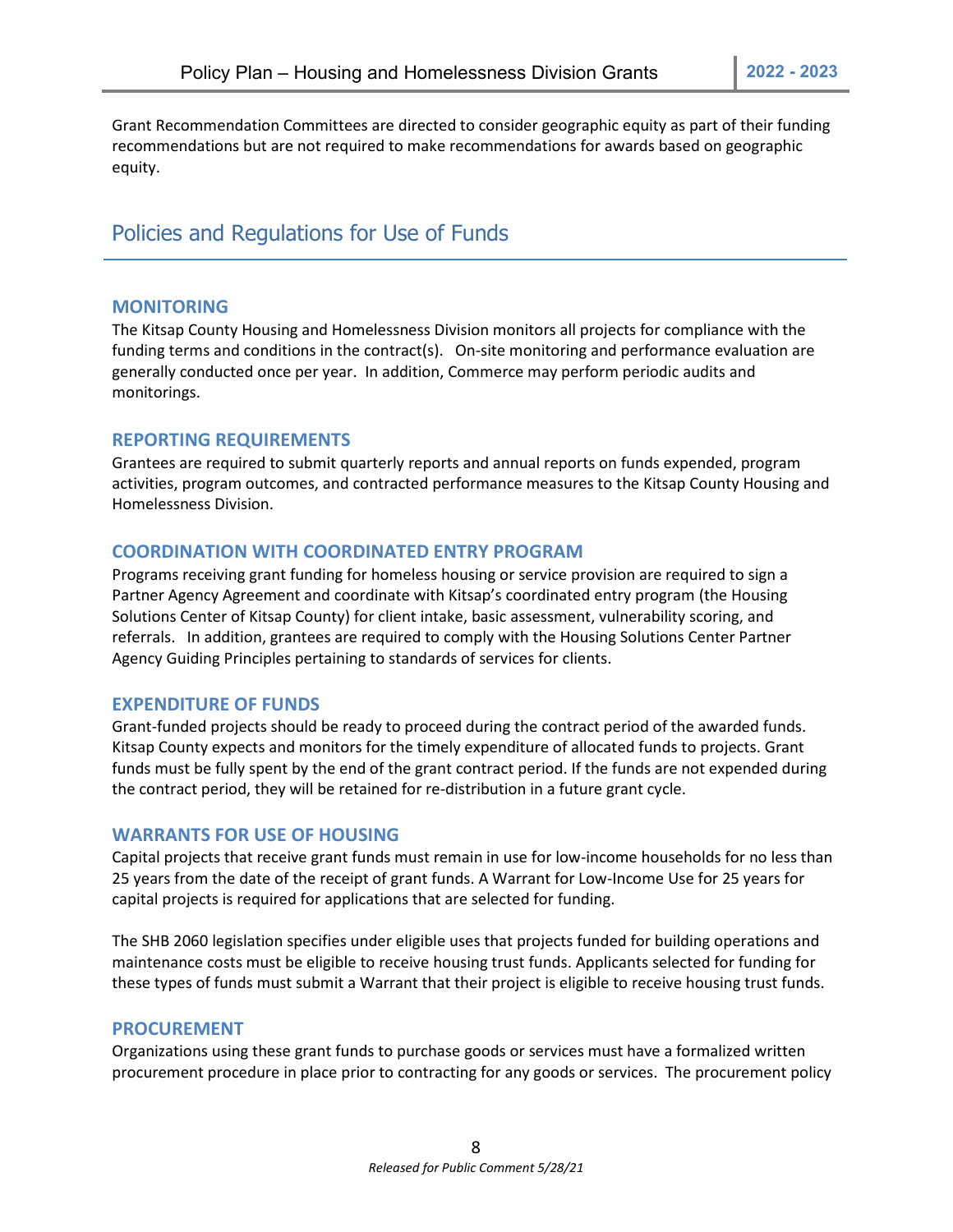Grant Recommendation Committees are directed to consider geographic equity as part of their funding recommendations but are not required to make recommendations for awards based on geographic equity.

## Policies and Regulations for Use of Funds

### MONITORING

The Kitsap County Housing and Homelessness Division monitors all projects for compliance with the funding terms and conditions in the contract(s). On-site monitoring and performance evaluation are generally conducted once per year. In addition, Commerce may perform periodic audits and monitorings.

### REPORTING REQUIREMENTS

Grantees are required to submit quarterly reports and annual reports on funds expended, program activities, program outcomes, and contracted performance measures to the Kitsap County Housing and Homelessness Division.

### COORDINATION WITH COORDINATED ENTRY PROGRAM

Programs receiving grant funding for homeless housing or service provision are required to sign a Partner Agency Agreement and coordinate with Kitsap's coordinated entry program (the Housing Solutions Center of Kitsap County) for client intake, basic assessment, vulnerability scoring, and referrals. In addition, grantees are required to comply with the Housing Solutions Center Partner Agency Guiding Principles pertaining to standards of services for clients.

### EXPENDITURE OF FUNDS

Grant-funded projects should be ready to proceed during the contract period of the awarded funds. Kitsap County expects and monitors for the timely expenditure of allocated funds to projects. Grant funds must be fully spent by the end of the grant contract period. If the funds are not expended during the contract period, they will be retained for re-distribution in a future grant cycle.

### WARRANTS FOR USE OF HOUSING

Capital projects that receive grant funds must remain in use for low-income households for no less than 25 years from the date of the receipt of grant funds. A Warrant for Low-Income Use for 25 years for capital projects is required for applications that are selected for funding.

The SHB 2060 legislation specifies under eligible uses that projects funded for building operations and maintenance costs must be eligible to receive housing trust funds. Applicants selected for funding for these types of funds must submit a Warrant that their project is eligible to receive housing trust funds.

### PROCUREMENT

Organizations using these grant funds to purchase goods or services must have a formalized written procurement procedure in place prior to contracting for any goods or services. The procurement policy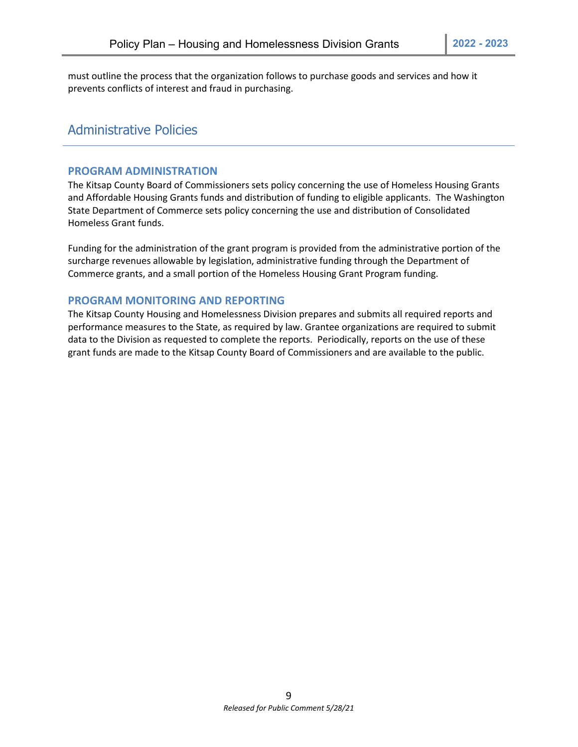must outline the process that the organization follows to purchase goods and services and how it prevents conflicts of interest and fraud in purchasing.

## Administrative Policies

### PROGRAM ADMINISTRATION

The Kitsap County Board of Commissioners sets policy concerning the use of Homeless Housing Grants and Affordable Housing Grants funds and distribution of funding to eligible applicants. The Washington State Department of Commerce sets policy concerning the use and distribution of Consolidated Homeless Grant funds.

Funding for the administration of the grant program is provided from the administrative portion of the surcharge revenues allowable by legislation, administrative funding through the Department of Commerce grants, and a small portion of the Homeless Housing Grant Program funding.

### PROGRAM MONITORING AND REPORTING

The Kitsap County Housing and Homelessness Division prepares and submits all required reports and performance measures to the State, as required by law. Grantee organizations are required to submit data to the Division as requested to complete the reports. Periodically, reports on the use of these grant funds are made to the Kitsap County Board of Commissioners and are available to the public.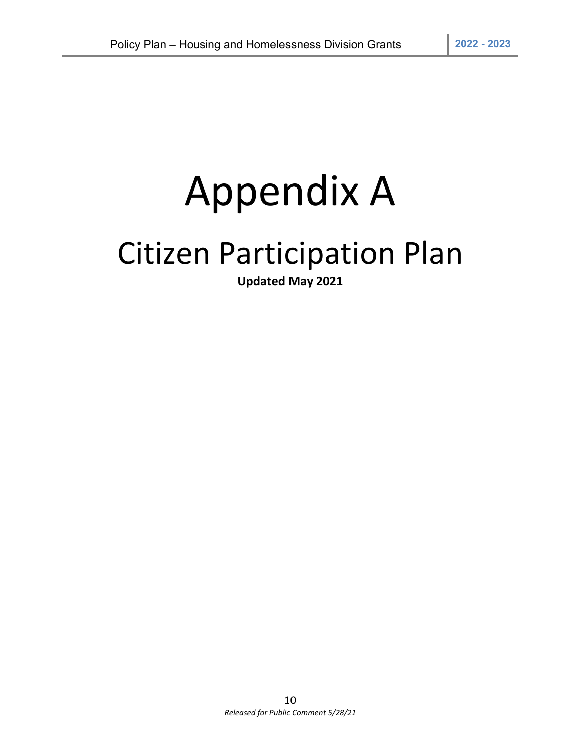# Appendix A

# Citizen Participation Plan

**Updated May 2021**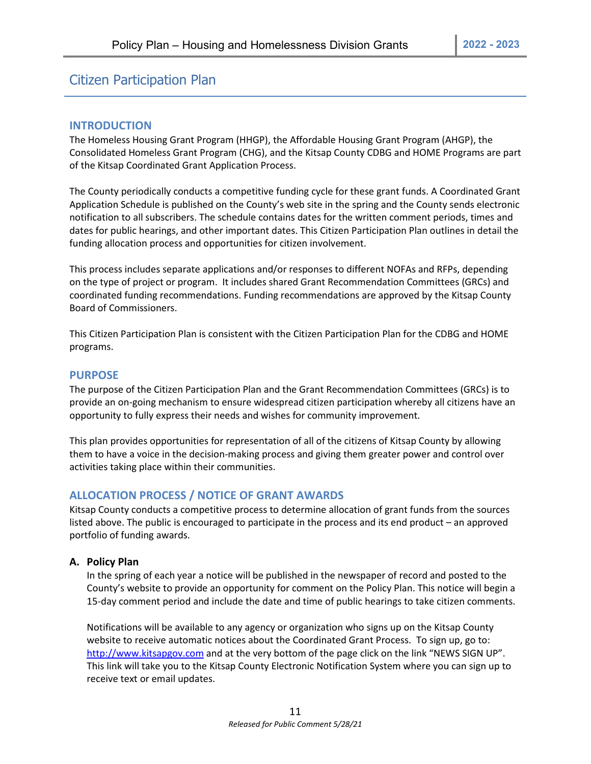# Citizen Participation Plan

## INTRODUCTION

The Homeless Housing Grant Program (HHGP), the Affordable Housing Grant Program (AHGP), the Consolidated Homeless Grant Program (CHG), and the Kitsap County CDBG and HOME Programs are part of the Kitsap Coordinated Grant Application Process.

The County periodically conducts a competitive funding cycle for these grant funds. A Coordinated Grant Application Schedule is published on the County's web site in the spring and the County sends electronic notification to all subscribers. The schedule contains dates for the written comment periods, times and dates for public hearings, and other important dates. This Citizen Participation Plan outlines in detail the funding allocation process and opportunities for citizen involvement.

This process includes separate applications and/or responses to different NOFAs and RFPs, depending on the type of project or program. It includes shared Grant Recommendation Committees (GRCs) and coordinated funding recommendations. Funding recommendations are approved by the Kitsap County Board of Commissioners.

This Citizen Participation Plan is consistent with the Citizen Participation Plan for the CDBG and HOME programs.

## PURPOSE

The purpose of the Citizen Participation Plan and the Grant Recommendation Committees (GRCs) is to provide an on-going mechanism to ensure widespread citizen participation whereby all citizens have an opportunity to fully express their needs and wishes for community improvement.

This plan provides opportunities for representation of all of the citizens of Kitsap County by allowing them to have a voice in the decision-making process and giving them greater power and control over activities taking place within their communities.

## ALLOCATION PROCESS / NOTICE OF GRANT AWARDS

Kitsap County conducts a competitive process to determine allocation of grant funds from the sources listed above. The public is encouraged to participate in the process and its end product – an approved portfolio of funding awards.

### A. Policy Plan

In the spring of each year a notice will be published in the newspaper of record and posted to the County's website to provide an opportunity for comment on the Policy Plan. This notice will begin a 15-day comment period and include the date and time of public hearings to take citizen comments.

Notifications will be available to any agency or organization who signs up on the Kitsap County website to receive automatic notices about the Coordinated Grant Process. To sign up, go to: [http://www.kitsapgov.com](http://www.kitsapgov.com) and at the very bottom of the page click on the link "NEWS SIGN UP". This link will take you to the Kitsap County Electronic Notification System where you can sign up to receive text or email updates.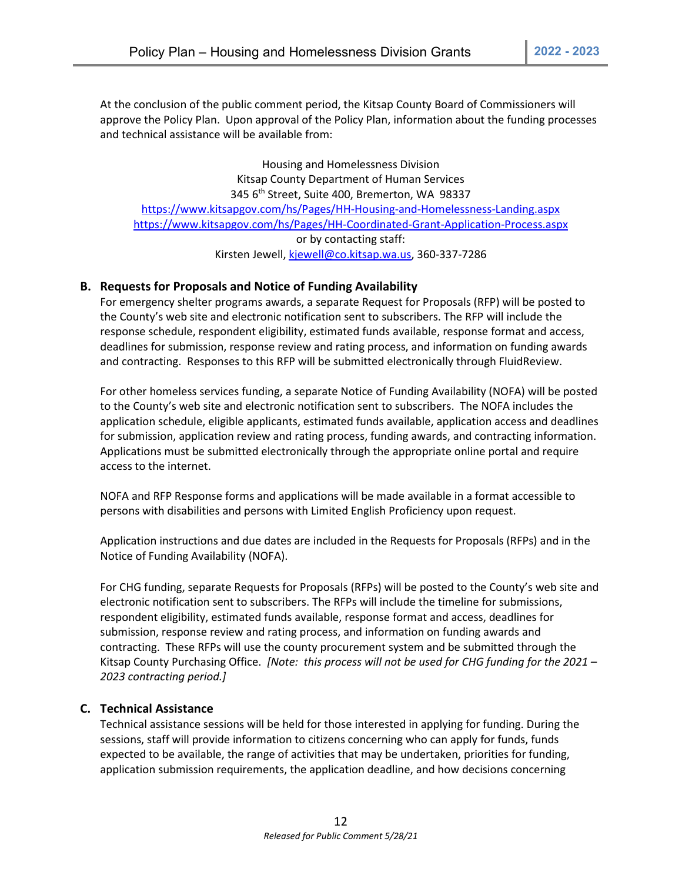At the conclusion of the public comment period, the Kitsap County Board of Commissioners will approve the Policy Plan. Upon approval of the Policy Plan, information about the funding processes and technical assistance will be available from:

Housing and Homelessness Division
Kitsap County Department of Human Services
345 6th Street, Suite 400, Bremerton, WA 98337
https://www.kitsapgov.com/hs/Pages/HH-Housing-and-Homelessness-Landing.aspx
https://www.kitsapgov.com/hs/Pages/HH-Coordinated-Grant-Application-Process.aspx
or by contacting staff:
Kirsten Jewell, kjewell@co.kitsap.wa.us, 360-337-7286

### B. Requests for Proposals and Notice of Funding Availability

For emergency shelter programs awards, a separate Request for Proposals (RFP) will be posted to the County's web site and electronic notification sent to subscribers. The RFP will include the response schedule, respondent eligibility, estimated funds available, response format and access, deadlines for submission, response review and rating process, and information on funding awards and contracting. Responses to this RFP will be submitted electronically through FluidReview.

For other homeless services funding, a separate Notice of Funding Availability (NOFA) will be posted to the County's web site and electronic notification sent to subscribers. The NOFA includes the application schedule, eligible applicants, estimated funds available, application access and deadlines for submission, application review and rating process, funding awards, and contracting information. Applications must be submitted electronically through the appropriate online portal and require access to the internet.

NOFA and RFP Response forms and applications will be made available in a format accessible to persons with disabilities and persons with Limited English Proficiency upon request.

Application instructions and due dates are included in the Requests for Proposals (RFPs) and in the Notice of Funding Availability (NOFA).

For CHG funding, separate Requests for Proposals (RFPs) will be posted to the County's web site and electronic notification sent to subscribers. The RFPs will include the timeline for submissions, respondent eligibility, estimated funds available, response format and access, deadlines for submission, response review and rating process, and information on funding awards and contracting. These RFPs will use the county procurement system and be submitted through the Kitsap County Purchasing Office. *[Note: this process will not be used for CHG funding for the 2021 – 2023 contracting period.]*

### C. Technical Assistance

Technical assistance sessions will be held for those interested in applying for funding. During the sessions, staff will provide information to citizens concerning who can apply for funds, funds expected to be available, the range of activities that may be undertaken, priorities for funding, application submission requirements, the application deadline, and how decisions concerning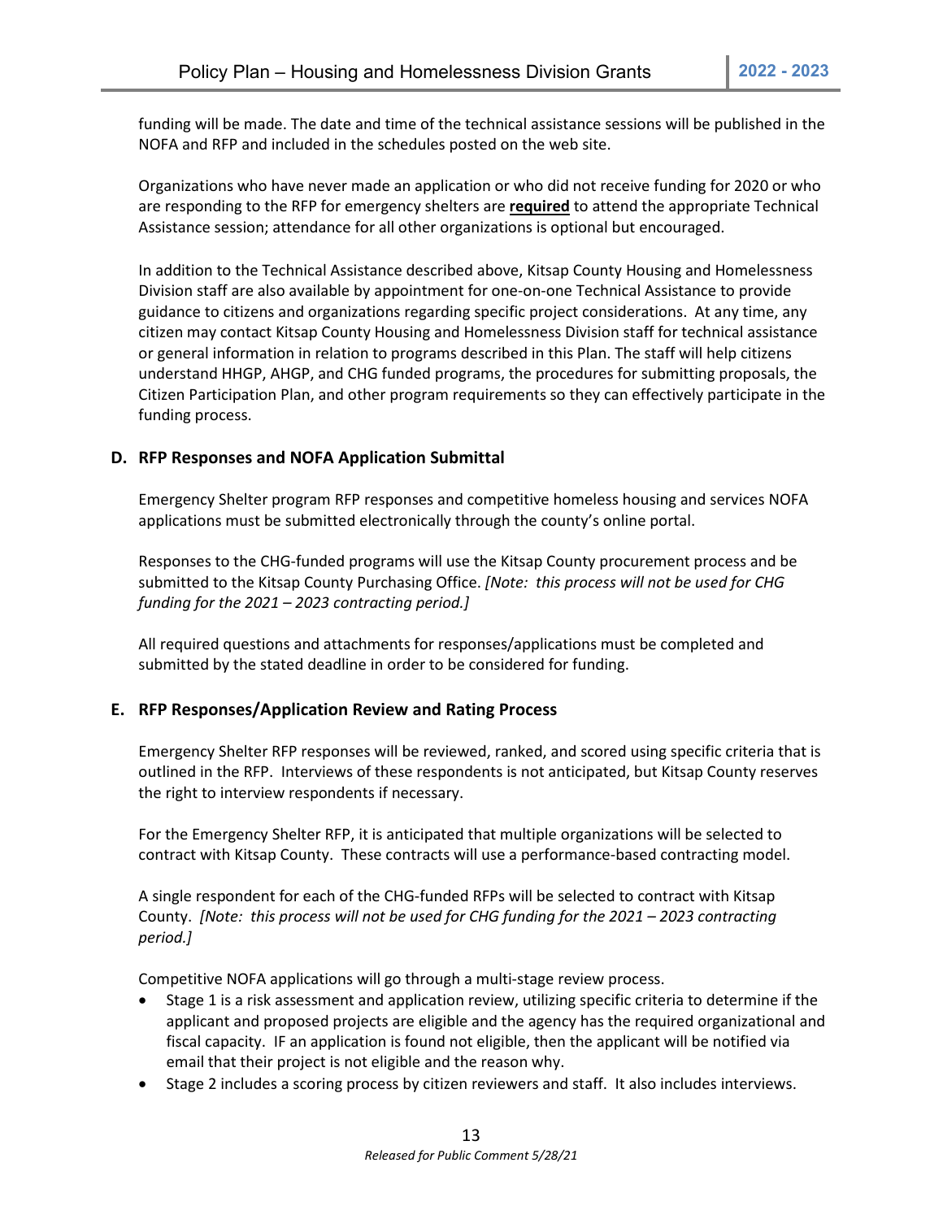funding will be made. The date and time of the technical assistance sessions will be published in the NOFA and RFP and included in the schedules posted on the web site.

Organizations who have never made an application or who did not receive funding for 2020 or who are responding to the RFP for emergency shelters are **required** to attend the appropriate Technical Assistance session; attendance for all other organizations is optional but encouraged.

In addition to the Technical Assistance described above, Kitsap County Housing and Homelessness Division staff are also available by appointment for one-on-one Technical Assistance to provide guidance to citizens and organizations regarding specific project considerations. At any time, any citizen may contact Kitsap County Housing and Homelessness Division staff for technical assistance or general information in relation to programs described in this Plan. The staff will help citizens understand HHGP, AHGP, and CHG funded programs, the procedures for submitting proposals, the Citizen Participation Plan, and other program requirements so they can effectively participate in the funding process.

### D. RFP Responses and NOFA Application Submittal

Emergency Shelter program RFP responses and competitive homeless housing and services NOFA applications must be submitted electronically through the county's online portal.

Responses to the CHG-funded programs will use the Kitsap County procurement process and be submitted to the Kitsap County Purchasing Office. *[Note: this process will not be used for CHG funding for the 2021 – 2023 contracting period.]*

All required questions and attachments for responses/applications must be completed and submitted by the stated deadline in order to be considered for funding.

### E. RFP Responses/Application Review and Rating Process

Emergency Shelter RFP responses will be reviewed, ranked, and scored using specific criteria that is outlined in the RFP. Interviews of these respondents is not anticipated, but Kitsap County reserves the right to interview respondents if necessary.

For the Emergency Shelter RFP, it is anticipated that multiple organizations will be selected to contract with Kitsap County. These contracts will use a performance-based contracting model.

A single respondent for each of the CHG-funded RFPs will be selected to contract with Kitsap County. *[Note: this process will not be used for CHG funding for the 2021 – 2023 contracting period.]*

Competitive NOFA applications will go through a multi-stage review process.

- Stage 1 is a risk assessment and application review, utilizing specific criteria to determine if the applicant and proposed projects are eligible and the agency has the required organizational and fiscal capacity. IF an application is found not eligible, then the applicant will be notified via email that their project is not eligible and the reason why.
- Stage 2 includes a scoring process by citizen reviewers and staff. It also includes interviews.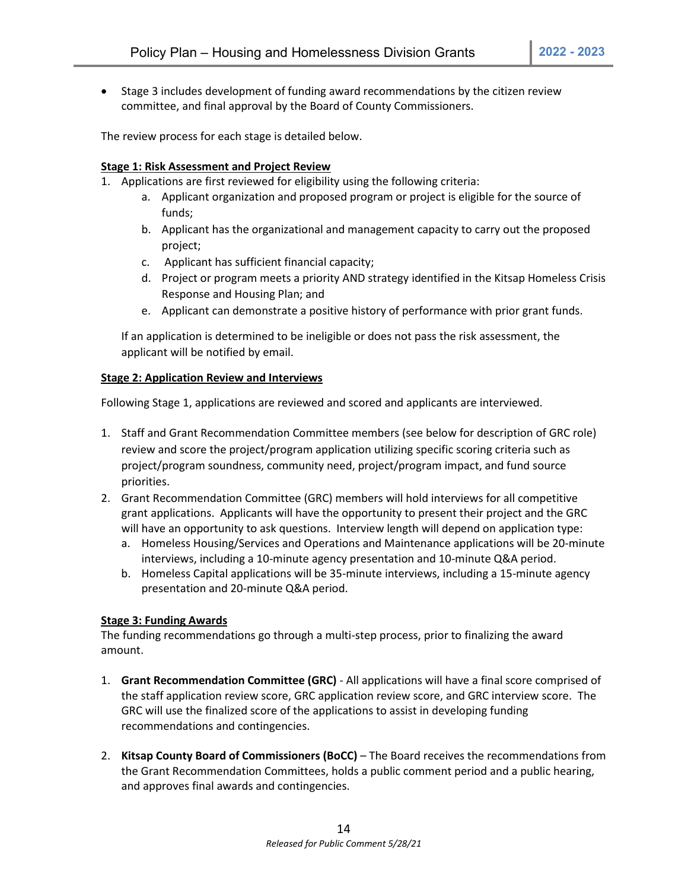- Stage 3 includes development of funding award recommendations by the citizen review committee, and final approval by the Board of County Commissioners.

The review process for each stage is detailed below.

**Stage 1: Risk Assessment and Project Review**

1. Applications are first reviewed for eligibility using the following criteria:
   a. Applicant organization and proposed program or project is eligible for the source of funds;
   b. Applicant has the organizational and management capacity to carry out the proposed project;
   c. Applicant has sufficient financial capacity;
   d. Project or program meets a priority AND strategy identified in the Kitsap Homeless Crisis Response and Housing Plan; and
   e. Applicant can demonstrate a positive history of performance with prior grant funds.

   If an application is determined to be ineligible or does not pass the risk assessment, the applicant will be notified by email.

**Stage 2: Application Review and Interviews**

Following Stage 1, applications are reviewed and scored and applicants are interviewed.

1. Staff and Grant Recommendation Committee members (see below for description of GRC role) review and score the project/program application utilizing specific scoring criteria such as project/program soundness, community need, project/program impact, and fund source priorities.
2. Grant Recommendation Committee (GRC) members will hold interviews for all competitive grant applications. Applicants will have the opportunity to present their project and the GRC will have an opportunity to ask questions. Interview length will depend on application type:
   a. Homeless Housing/Services and Operations and Maintenance applications will be 20-minute interviews, including a 10-minute agency presentation and 10-minute Q&A period.
   b. Homeless Capital applications will be 35-minute interviews, including a 15-minute agency presentation and 20-minute Q&A period.

**Stage 3: Funding Awards**

The funding recommendations go through a multi-step process, prior to finalizing the award amount.

1. **Grant Recommendation Committee (GRC)** - All applications will have a final score comprised of the staff application review score, GRC application review score, and GRC interview score. The GRC will use the finalized score of the applications to assist in developing funding recommendations and contingencies.

2. **Kitsap County Board of Commissioners (BoCC)** – The Board receives the recommendations from the Grant Recommendation Committees, holds a public comment period and a public hearing, and approves final awards and contingencies.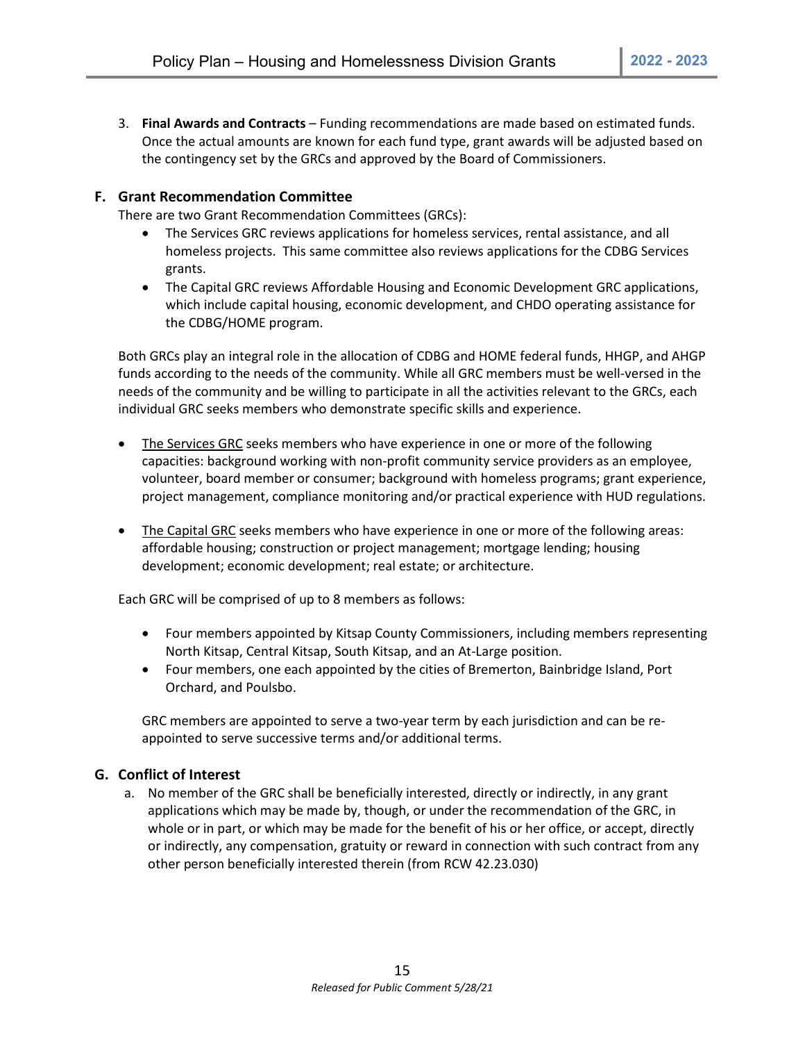3. **Final Awards and Contracts** – Funding recommendations are made based on estimated funds. Once the actual amounts are known for each fund type, grant awards will be adjusted based on the contingency set by the GRCs and approved by the Board of Commissioners.

## F. Grant Recommendation Committee

There are two Grant Recommendation Committees (GRCs):

- The Services GRC reviews applications for homeless services, rental assistance, and all homeless projects. This same committee also reviews applications for the CDBG Services grants.
- The Capital GRC reviews Affordable Housing and Economic Development GRC applications, which include capital housing, economic development, and CHDO operating assistance for the CDBG/HOME program.

Both GRCs play an integral role in the allocation of CDBG and HOME federal funds, HHGP, and AHGP funds according to the needs of the community. While all GRC members must be well-versed in the needs of the community and be willing to participate in all the activities relevant to the GRCs, each individual GRC seeks members who demonstrate specific skills and experience.

- The Services GRC seeks members who have experience in one or more of the following capacities: background working with non-profit community service providers as an employee, volunteer, board member or consumer; background with homeless programs; grant experience, project management, compliance monitoring and/or practical experience with HUD regulations.

- The Capital GRC seeks members who have experience in one or more of the following areas: affordable housing; construction or project management; mortgage lending; housing development; economic development; real estate; or architecture.

Each GRC will be comprised of up to 8 members as follows:

- Four members appointed by Kitsap County Commissioners, including members representing North Kitsap, Central Kitsap, South Kitsap, and an At-Large position.
- Four members, one each appointed by the cities of Bremerton, Bainbridge Island, Port Orchard, and Poulsbo.

GRC members are appointed to serve a two-year term by each jurisdiction and can be re-appointed to serve successive terms and/or additional terms.

## G. Conflict of Interest

a. No member of the GRC shall be beneficially interested, directly or indirectly, in any grant applications which may be made by, though, or under the recommendation of the GRC, in whole or in part, or which may be made for the benefit of his or her office, or accept, directly or indirectly, any compensation, gratuity or reward in connection with such contract from any other person beneficially interested therein (from RCW 42.23.030)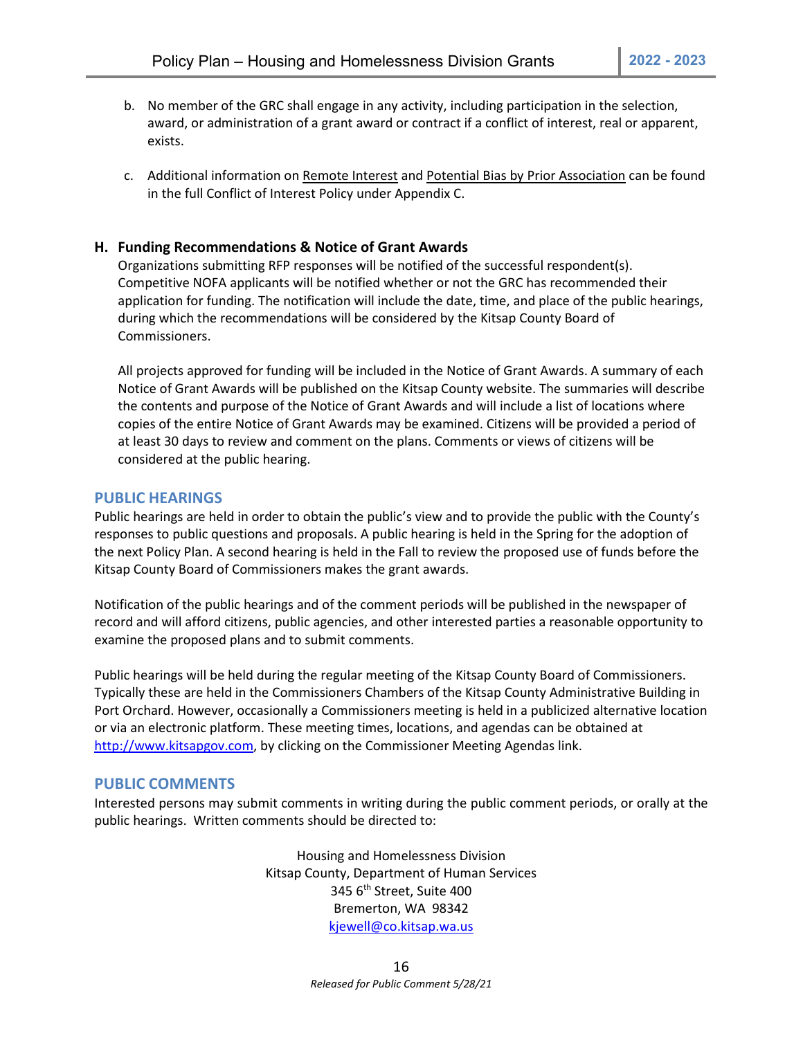b. No member of the GRC shall engage in any activity, including participation in the selection, award, or administration of a grant award or contract if a conflict of interest, real or apparent, exists.

c. Additional information on Remote Interest and Potential Bias by Prior Association can be found in the full Conflict of Interest Policy under Appendix C.

**H. Funding Recommendations & Notice of Grant Awards**

Organizations submitting RFP responses will be notified of the successful respondent(s). Competitive NOFA applicants will be notified whether or not the GRC has recommended their application for funding. The notification will include the date, time, and place of the public hearings, during which the recommendations will be considered by the Kitsap County Board of Commissioners.

All projects approved for funding will be included in the Notice of Grant Awards. A summary of each Notice of Grant Awards will be published on the Kitsap County website. The summaries will describe the contents and purpose of the Notice of Grant Awards and will include a list of locations where copies of the entire Notice of Grant Awards may be examined. Citizens will be provided a period of at least 30 days to review and comment on the plans. Comments or views of citizens will be considered at the public hearing.

## PUBLIC HEARINGS

Public hearings are held in order to obtain the public's view and to provide the public with the County's responses to public questions and proposals. A public hearing is held in the Spring for the adoption of the next Policy Plan. A second hearing is held in the Fall to review the proposed use of funds before the Kitsap County Board of Commissioners makes the grant awards.

Notification of the public hearings and of the comment periods will be published in the newspaper of record and will afford citizens, public agencies, and other interested parties a reasonable opportunity to examine the proposed plans and to submit comments.

Public hearings will be held during the regular meeting of the Kitsap County Board of Commissioners. Typically these are held in the Commissioners Chambers of the Kitsap County Administrative Building in Port Orchard. However, occasionally a Commissioners meeting is held in a publicized alternative location or via an electronic platform. These meeting times, locations, and agendas can be obtained at http://www.kitsapgov.com, by clicking on the Commissioner Meeting Agendas link.

## PUBLIC COMMENTS

Interested persons may submit comments in writing during the public comment periods, or orally at the public hearings. Written comments should be directed to:

Housing and Homelessness Division
Kitsap County, Department of Human Services
345 6th Street, Suite 400
Bremerton, WA 98342
kjewell@co.kitsap.wa.us

*Released for Public Comment 5/28/21*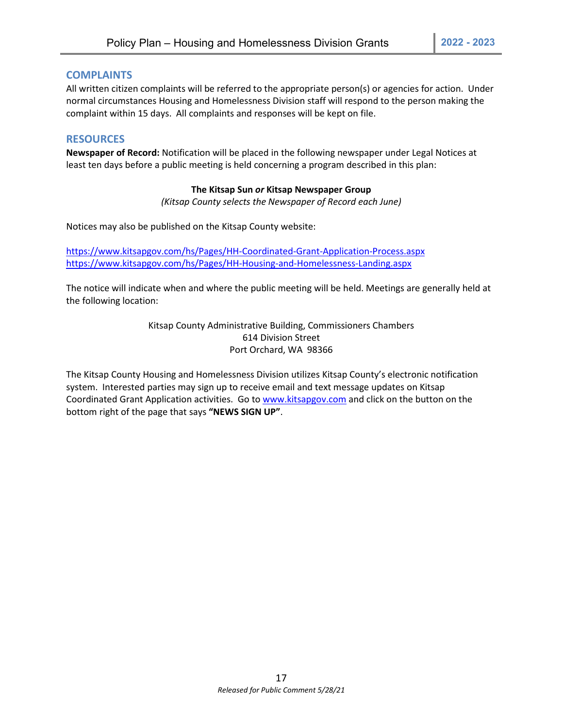## COMPLAINTS

All written citizen complaints will be referred to the appropriate person(s) or agencies for action. Under normal circumstances Housing and Homelessness Division staff will respond to the person making the complaint within 15 days. All complaints and responses will be kept on file.

## RESOURCES

**Newspaper of Record:** Notification will be placed in the following newspaper under Legal Notices at least ten days before a public meeting is held concerning a program described in this plan:

**The Kitsap Sun *or* Kitsap Newspaper Group**
*(Kitsap County selects the Newspaper of Record each June)*

Notices may also be published on the Kitsap County website:

https://www.kitsapgov.com/hs/Pages/HH-Coordinated-Grant-Application-Process.aspx
https://www.kitsapgov.com/hs/Pages/HH-Housing-and-Homelessness-Landing.aspx

The notice will indicate when and where the public meeting will be held. Meetings are generally held at the following location:

Kitsap County Administrative Building, Commissioners Chambers
614 Division Street
Port Orchard, WA 98366

The Kitsap County Housing and Homelessness Division utilizes Kitsap County's electronic notification system. Interested parties may sign up to receive email and text message updates on Kitsap Coordinated Grant Application activities. Go to www.kitsapgov.com and click on the button on the bottom right of the page that says **"NEWS SIGN UP"**.

*Released for Public Comment 5/28/21*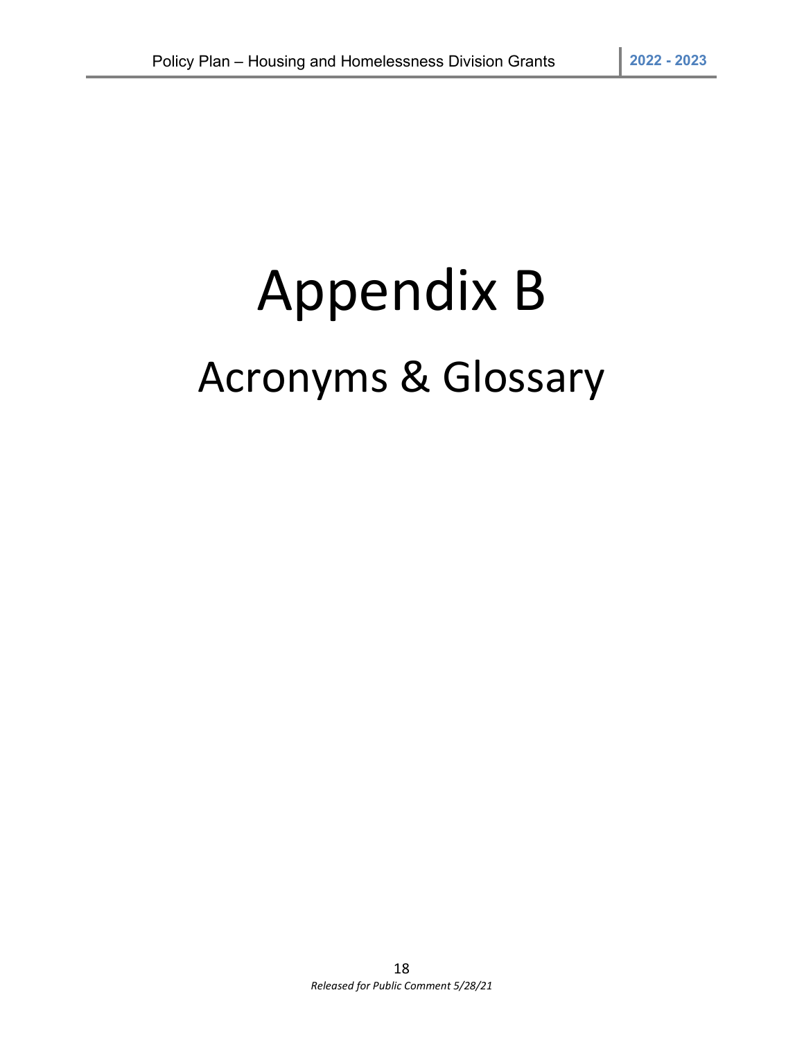# Appendix B

## Acronyms & Glossary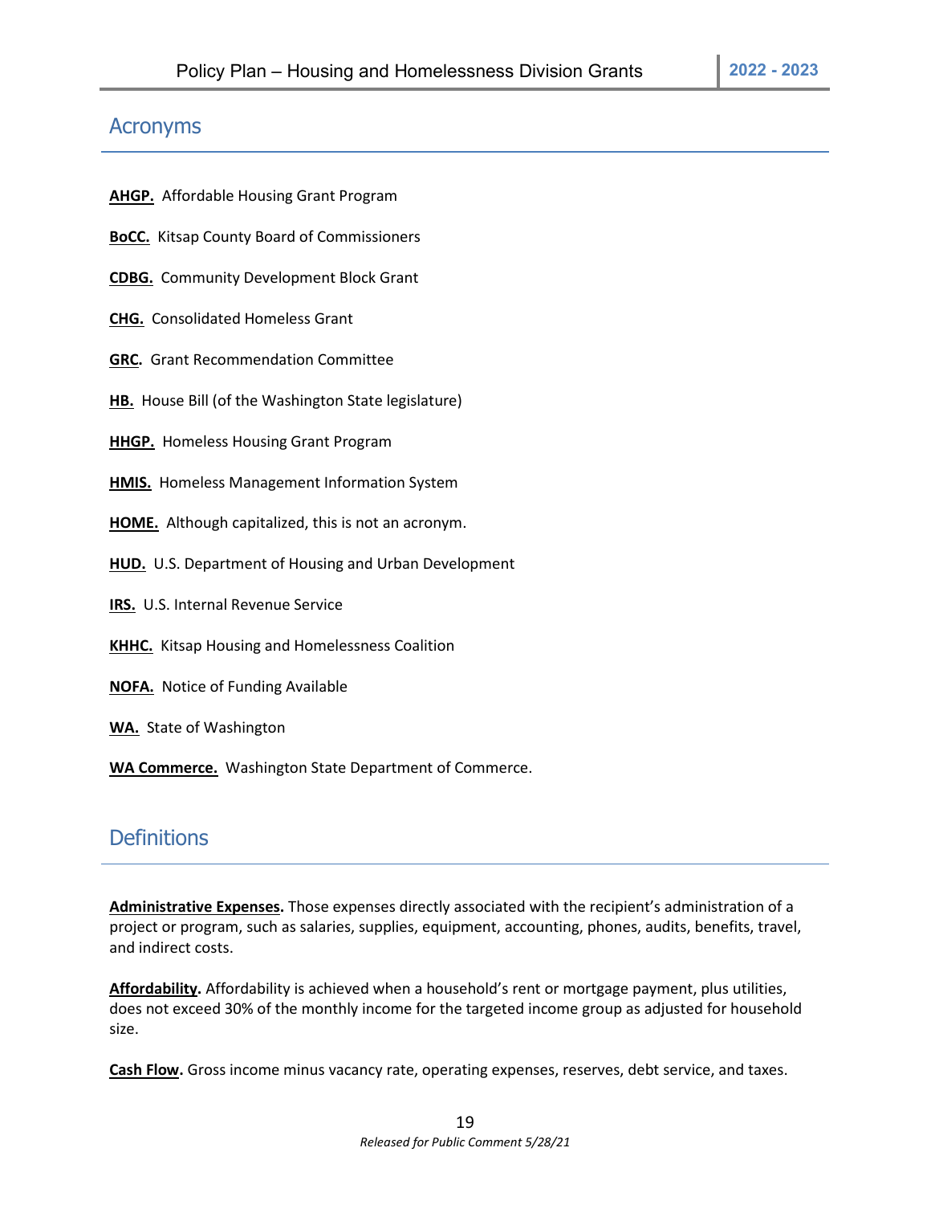## Acronyms

**AHGP.** Affordable Housing Grant Program

**BoCC.** Kitsap County Board of Commissioners

**CDBG.** Community Development Block Grant

**CHG.** Consolidated Homeless Grant

**GRC.** Grant Recommendation Committee

**HB.** House Bill (of the Washington State legislature)

**HHGP.** Homeless Housing Grant Program

**HMIS.** Homeless Management Information System

**HOME.** Although capitalized, this is not an acronym.

**HUD.** U.S. Department of Housing and Urban Development

**IRS.** U.S. Internal Revenue Service

**KHHC.** Kitsap Housing and Homelessness Coalition

**NOFA.** Notice of Funding Available

**WA.** State of Washington

**WA Commerce.** Washington State Department of Commerce.

## Definitions

**Administrative Expenses.** Those expenses directly associated with the recipient's administration of a project or program, such as salaries, supplies, equipment, accounting, phones, audits, benefits, travel, and indirect costs.

**Affordability.** Affordability is achieved when a household's rent or mortgage payment, plus utilities, does not exceed 30% of the monthly income for the targeted income group as adjusted for household size.

**Cash Flow.** Gross income minus vacancy rate, operating expenses, reserves, debt service, and taxes.

*Released for Public Comment 5/28/21*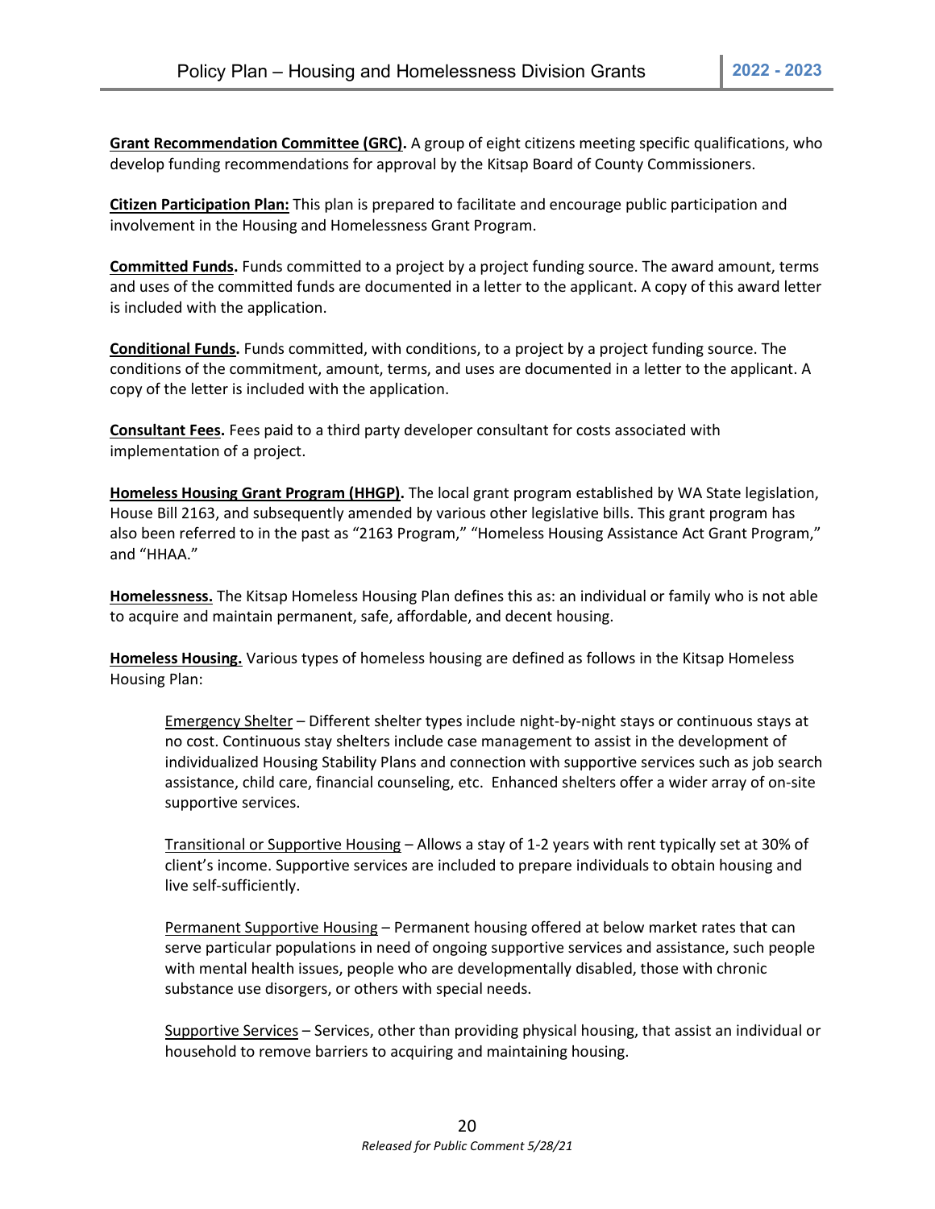**Grant Recommendation Committee (GRC).** A group of eight citizens meeting specific qualifications, who develop funding recommendations for approval by the Kitsap Board of County Commissioners.

**Citizen Participation Plan:** This plan is prepared to facilitate and encourage public participation and involvement in the Housing and Homelessness Grant Program.

**Committed Funds.** Funds committed to a project by a project funding source. The award amount, terms and uses of the committed funds are documented in a letter to the applicant. A copy of this award letter is included with the application.

**Conditional Funds.** Funds committed, with conditions, to a project by a project funding source. The conditions of the commitment, amount, terms, and uses are documented in a letter to the applicant. A copy of the letter is included with the application.

**Consultant Fees.** Fees paid to a third party developer consultant for costs associated with implementation of a project.

**Homeless Housing Grant Program (HHGP).** The local grant program established by WA State legislation, House Bill 2163, and subsequently amended by various other legislative bills. This grant program has also been referred to in the past as "2163 Program," "Homeless Housing Assistance Act Grant Program," and "HHAA."

**Homelessness.** The Kitsap Homeless Housing Plan defines this as: an individual or family who is not able to acquire and maintain permanent, safe, affordable, and decent housing.

**Homeless Housing.** Various types of homeless housing are defined as follows in the Kitsap Homeless Housing Plan:

> Emergency Shelter – Different shelter types include night-by-night stays or continuous stays at no cost. Continuous stay shelters include case management to assist in the development of individualized Housing Stability Plans and connection with supportive services such as job search assistance, child care, financial counseling, etc. Enhanced shelters offer a wider array of on-site supportive services.
>
> Transitional or Supportive Housing – Allows a stay of 1-2 years with rent typically set at 30% of client's income. Supportive services are included to prepare individuals to obtain housing and live self-sufficiently.
>
> Permanent Supportive Housing – Permanent housing offered at below market rates that can serve particular populations in need of ongoing supportive services and assistance, such people with mental health issues, people who are developmentally disabled, those with chronic substance use disorgers, or others with special needs.
>
> Supportive Services – Services, other than providing physical housing, that assist an individual or household to remove barriers to acquiring and maintaining housing.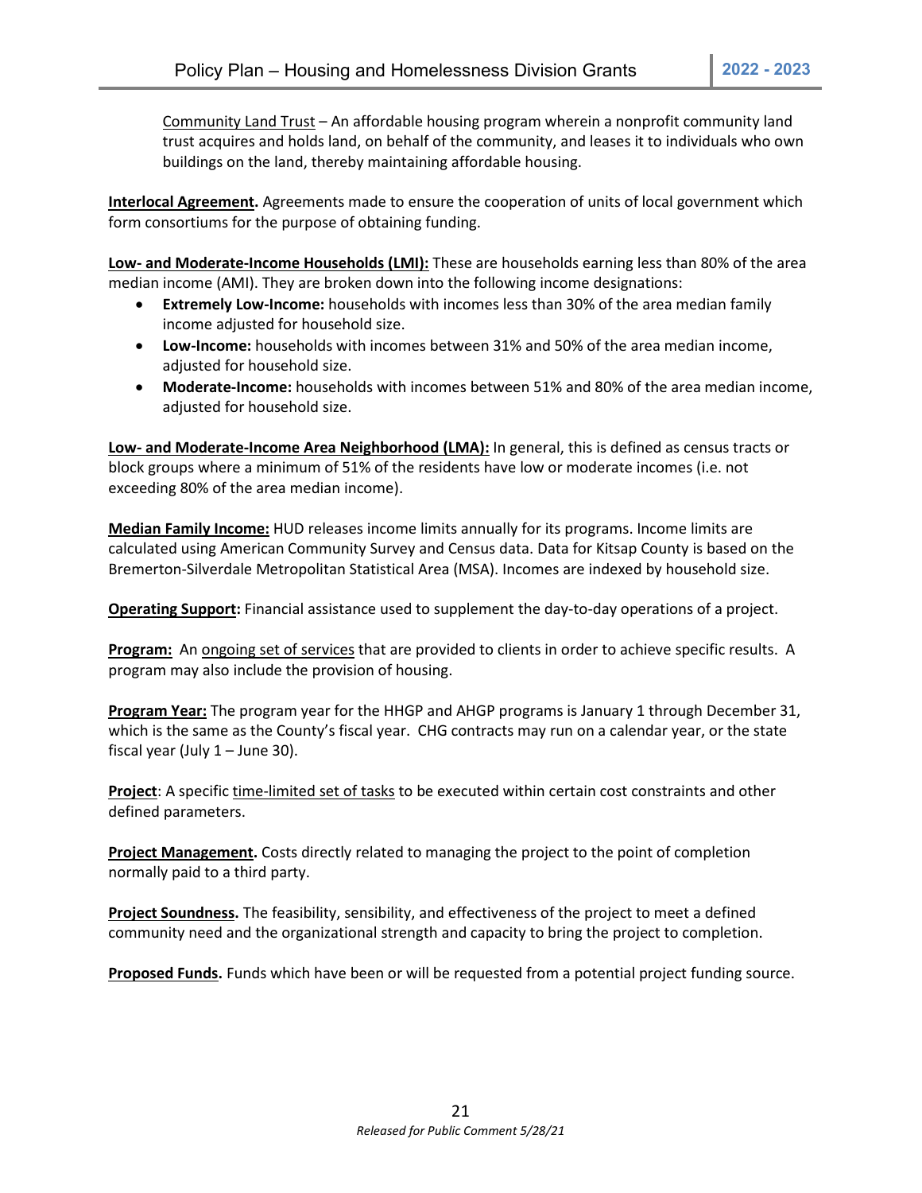Community Land Trust – An affordable housing program wherein a nonprofit community land trust acquires and holds land, on behalf of the community, and leases it to individuals who own buildings on the land, thereby maintaining affordable housing.

**Interlocal Agreement.** Agreements made to ensure the cooperation of units of local government which form consortiums for the purpose of obtaining funding.

**Low- and Moderate-Income Households (LMI):** These are households earning less than 80% of the area median income (AMI). They are broken down into the following income designations:

- **Extremely Low-Income:** households with incomes less than 30% of the area median family income adjusted for household size.
- **Low-Income:** households with incomes between 31% and 50% of the area median income, adjusted for household size.
- **Moderate-Income:** households with incomes between 51% and 80% of the area median income, adjusted for household size.

**Low- and Moderate-Income Area Neighborhood (LMA):** In general, this is defined as census tracts or block groups where a minimum of 51% of the residents have low or moderate incomes (i.e. not exceeding 80% of the area median income).

**Median Family Income:** HUD releases income limits annually for its programs. Income limits are calculated using American Community Survey and Census data. Data for Kitsap County is based on the Bremerton-Silverdale Metropolitan Statistical Area (MSA). Incomes are indexed by household size.

**Operating Support:** Financial assistance used to supplement the day-to-day operations of a project.

**Program:** An ongoing set of services that are provided to clients in order to achieve specific results. A program may also include the provision of housing.

**Program Year:** The program year for the HHGP and AHGP programs is January 1 through December 31, which is the same as the County's fiscal year. CHG contracts may run on a calendar year, or the state fiscal year (July 1 – June 30).

**Project**: A specific time-limited set of tasks to be executed within certain cost constraints and other defined parameters.

**Project Management.** Costs directly related to managing the project to the point of completion normally paid to a third party.

**Project Soundness.** The feasibility, sensibility, and effectiveness of the project to meet a defined community need and the organizational strength and capacity to bring the project to completion.

**Proposed Funds.** Funds which have been or will be requested from a potential project funding source.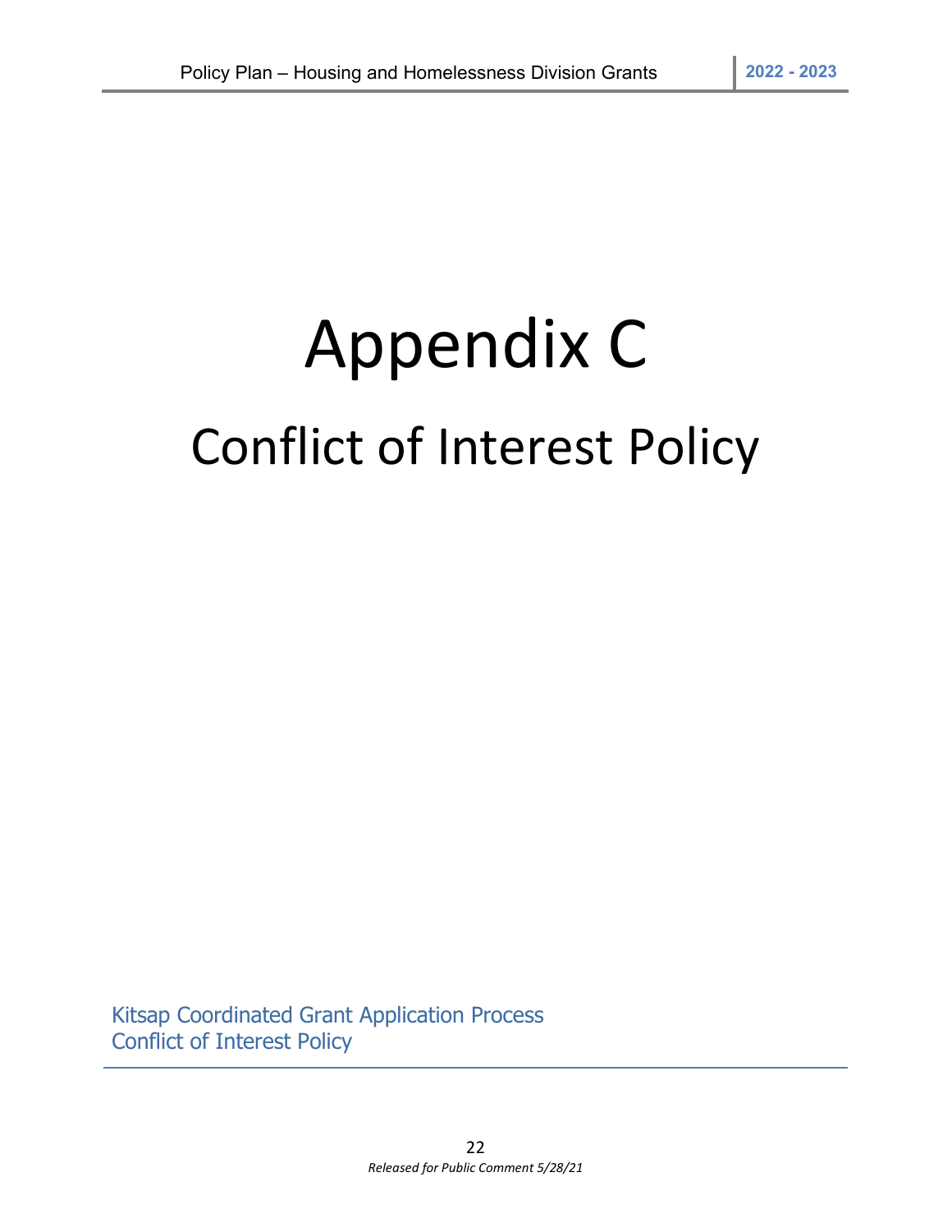# Appendix C

## Conflict of Interest Policy

Kitsap Coordinated Grant Application Process
Conflict of Interest Policy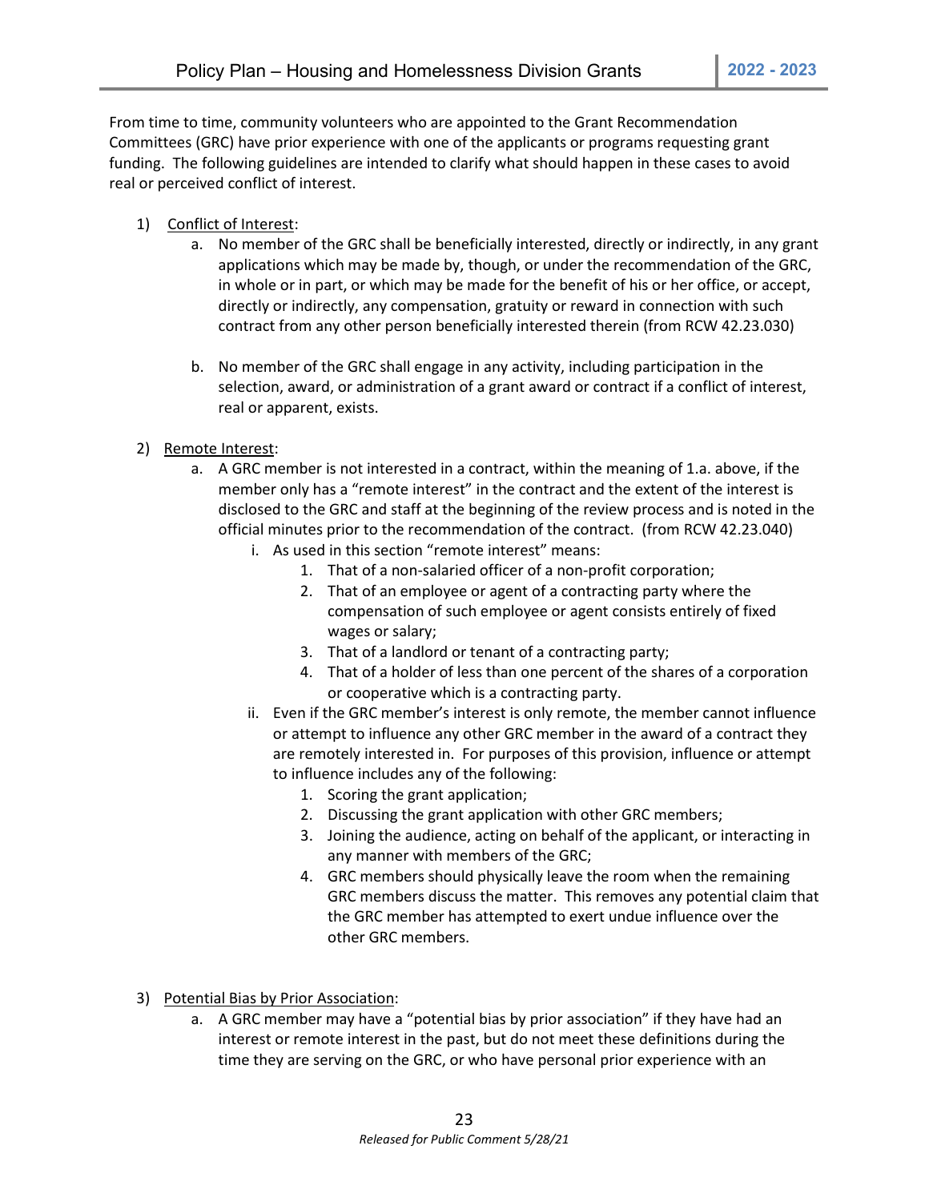From time to time, community volunteers who are appointed to the Grant Recommendation Committees (GRC) have prior experience with one of the applicants or programs requesting grant funding. The following guidelines are intended to clarify what should happen in these cases to avoid real or perceived conflict of interest.

1) Conflict of Interest:
    a. No member of the GRC shall be beneficially interested, directly or indirectly, in any grant applications which may be made by, though, or under the recommendation of the GRC, in whole or in part, or which may be made for the benefit of his or her office, or accept, directly or indirectly, any compensation, gratuity or reward in connection with such contract from any other person beneficially interested therein (from RCW 42.23.030)

    b. No member of the GRC shall engage in any activity, including participation in the selection, award, or administration of a grant award or contract if a conflict of interest, real or apparent, exists.

2) Remote Interest:
    a. A GRC member is not interested in a contract, within the meaning of 1.a. above, if the member only has a "remote interest" in the contract and the extent of the interest is disclosed to the GRC and staff at the beginning of the review process and is noted in the official minutes prior to the recommendation of the contract. (from RCW 42.23.040)
        i. As used in this section "remote interest" means:
            1. That of a non-salaried officer of a non-profit corporation;
            2. That of an employee or agent of a contracting party where the compensation of such employee or agent consists entirely of fixed wages or salary;
            3. That of a landlord or tenant of a contracting party;
            4. That of a holder of less than one percent of the shares of a corporation or cooperative which is a contracting party.
        ii. Even if the GRC member's interest is only remote, the member cannot influence or attempt to influence any other GRC member in the award of a contract they are remotely interested in. For purposes of this provision, influence or attempt to influence includes any of the following:
            1. Scoring the grant application;
            2. Discussing the grant application with other GRC members;
            3. Joining the audience, acting on behalf of the applicant, or interacting in any manner with members of the GRC;
            4. GRC members should physically leave the room when the remaining GRC members discuss the matter. This removes any potential claim that the GRC member has attempted to exert undue influence over the other GRC members.

3) Potential Bias by Prior Association:
    a. A GRC member may have a "potential bias by prior association" if they have had an interest or remote interest in the past, but do not meet these definitions during the time they are serving on the GRC, or who have personal prior experience with an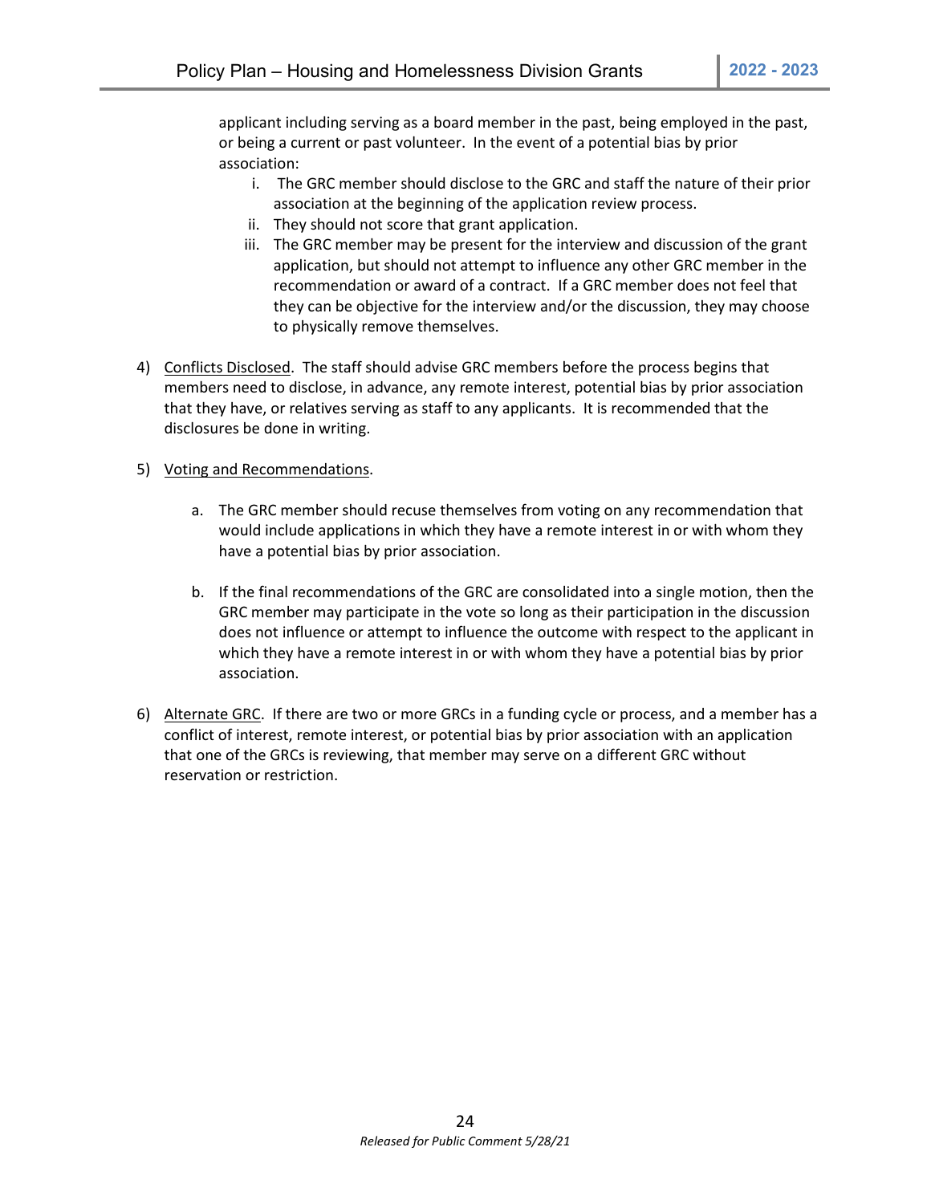applicant including serving as a board member in the past, being employed in the past, or being a current or past volunteer. In the event of a potential bias by prior association:

   i. The GRC member should disclose to the GRC and staff the nature of their prior association at the beginning of the application review process.
   ii. They should not score that grant application.
   iii. The GRC member may be present for the interview and discussion of the grant application, but should not attempt to influence any other GRC member in the recommendation or award of a contract. If a GRC member does not feel that they can be objective for the interview and/or the discussion, they may choose to physically remove themselves.

4) <u>Conflicts Disclosed</u>. The staff should advise GRC members before the process begins that members need to disclose, in advance, any remote interest, potential bias by prior association that they have, or relatives serving as staff to any applicants. It is recommended that the disclosures be done in writing.

5) <u>Voting and Recommendations</u>.

   a. The GRC member should recuse themselves from voting on any recommendation that would include applications in which they have a remote interest in or with whom they have a potential bias by prior association.

   b. If the final recommendations of the GRC are consolidated into a single motion, then the GRC member may participate in the vote so long as their participation in the discussion does not influence or attempt to influence the outcome with respect to the applicant in which they have a remote interest in or with whom they have a potential bias by prior association.

6) <u>Alternate GRC</u>. If there are two or more GRCs in a funding cycle or process, and a member has a conflict of interest, remote interest, or potential bias by prior association with an application that one of the GRCs is reviewing, that member may serve on a different GRC without reservation or restriction.

*Released for Public Comment 5/28/21*